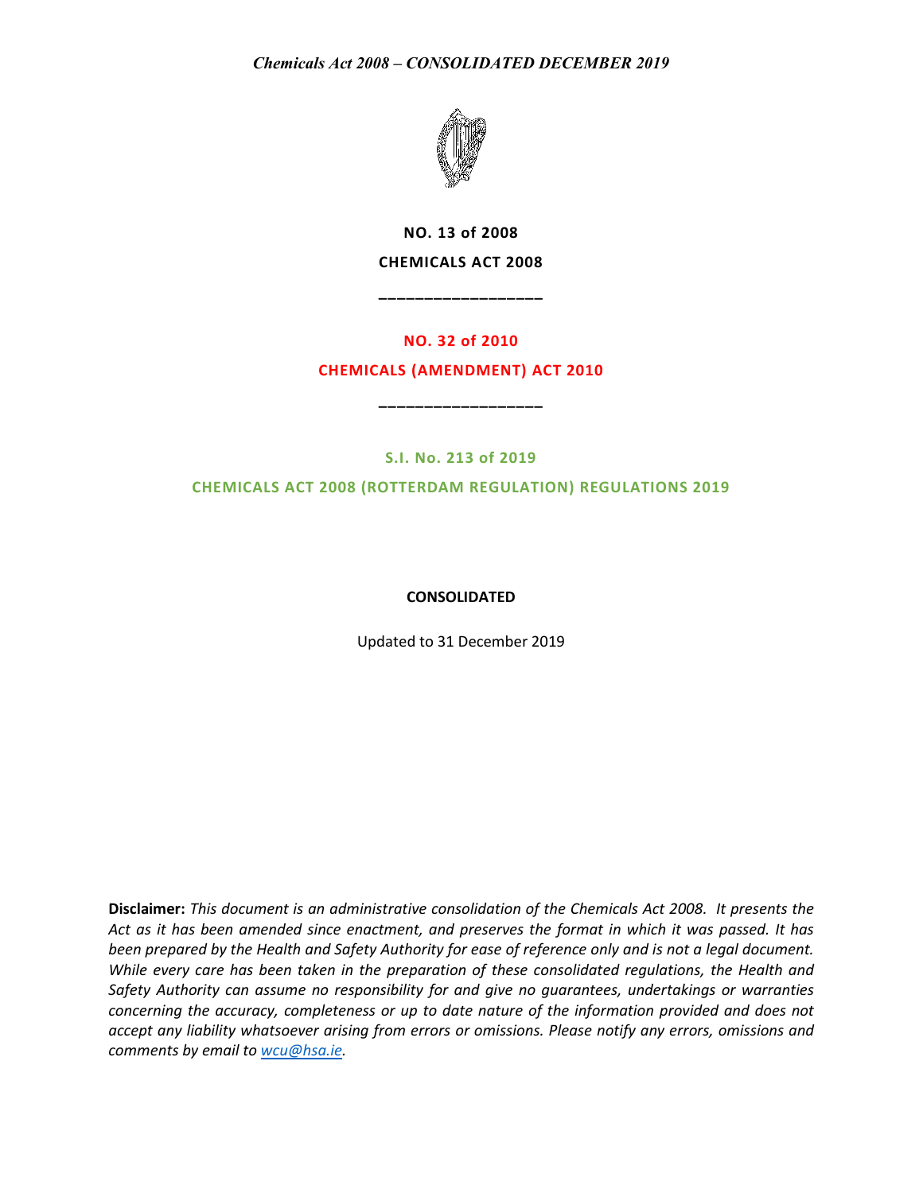*Chemicals Act 2008 – CONSOLIDATED DECEMBER 2019*

**NO. 13 of 2008**

**CHEMICALS ACT 2008**

**NO. 32 of 2010**

**CHEMICALS (AMENDMENT) ACT 2010**

**S.I. No. 213 of 2019**

**CHEMICALS ACT 2008 (ROTTERDAM REGULATION) REGULATIONS 2019**

**CONSOLIDATED**

Updated to 31 December 2019

**Disclaimer:** *This document is an administrative consolidation of the Chemicals Act 2008. It presents the Act as it has been amended since enactment, and preserves the format in which it was passed. It has been prepared by the Health and Safety Authority for ease of reference only and is not a legal document. While every care has been taken in the preparation of these consolidated regulations, the Health and Safety Authority can assume no responsibility for and give no guarantees, undertakings or warranties concerning the accuracy, completeness or up to date nature of the information provided and does not accept any liability whatsoever arising from errors or omissions. Please notify any errors, omissions and comments by email to wcu@hsa.ie.*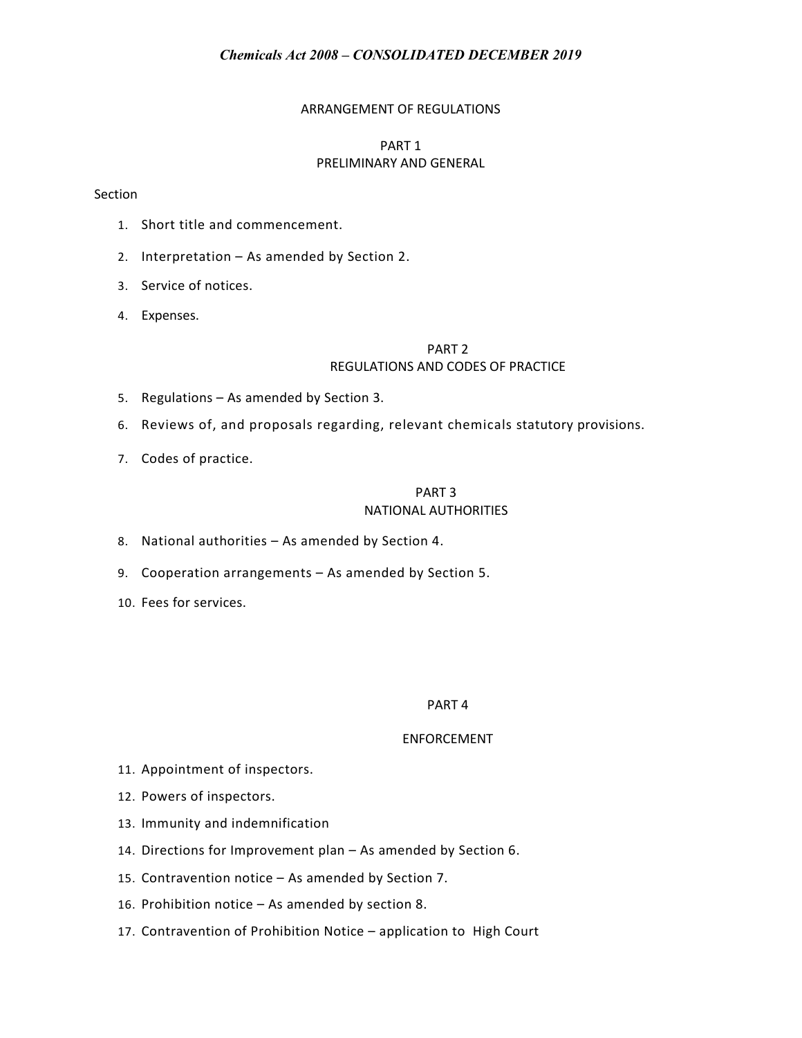ARRANGEMENT OF REGULATIONS

## PART 1
## PRELIMINARY AND GENERAL

Section

1. Short title and commencement.
2. Interpretation – As amended by Section 2.
3. Service of notices.
4. Expenses.

## PART 2
## REGULATIONS AND CODES OF PRACTICE

5. Regulations – As amended by Section 3.
6. Reviews of, and proposals regarding, relevant chemicals statutory provisions.
7. Codes of practice.

## PART 3
## NATIONAL AUTHORITIES

8. National authorities – As amended by Section 4.
9. Cooperation arrangements – As amended by Section 5.
10. Fees for services.

## PART 4
## ENFORCEMENT

11. Appointment of inspectors.
12. Powers of inspectors.
13. Immunity and indemnification
14. Directions for Improvement plan – As amended by Section 6.
15. Contravention notice – As amended by Section 7.
16. Prohibition notice – As amended by section 8.
17. Contravention of Prohibition Notice – application to High Court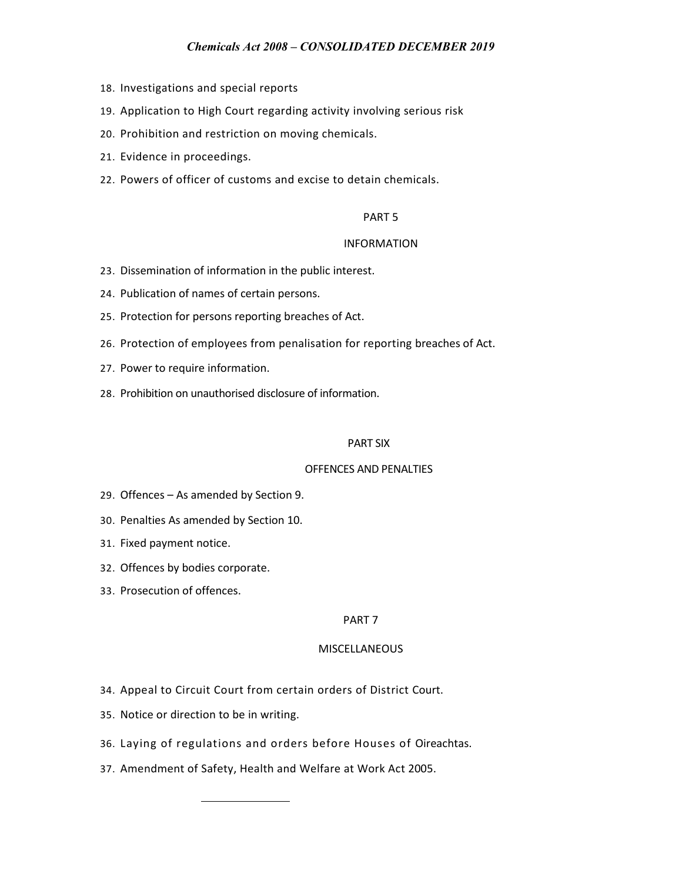18. Investigations and special reports
19. Application to High Court regarding activity involving serious risk
20. Prohibition and restriction on moving chemicals.
21. Evidence in proceedings.
22. Powers of officer of customs and excise to detain chemicals.

PART 5

INFORMATION

23. Dissemination of information in the public interest.
24. Publication of names of certain persons.
25. Protection for persons reporting breaches of Act.
26. Protection of employees from penalisation for reporting breaches of Act.
27. Power to require information.
28. Prohibition on unauthorised disclosure of information.

PART SIX

OFFENCES AND PENALTIES

29. Offences – As amended by Section 9.
30. Penalties As amended by Section 10.
31. Fixed payment notice.
32. Offences by bodies corporate.
33. Prosecution of offences.

PART 7

MISCELLANEOUS

34. Appeal to Circuit Court from certain orders of District Court.
35. Notice or direction to be in writing.
36. Laying of regulations and orders before Houses of Oireachtas.
37. Amendment of Safety, Health and Welfare at Work Act 2005.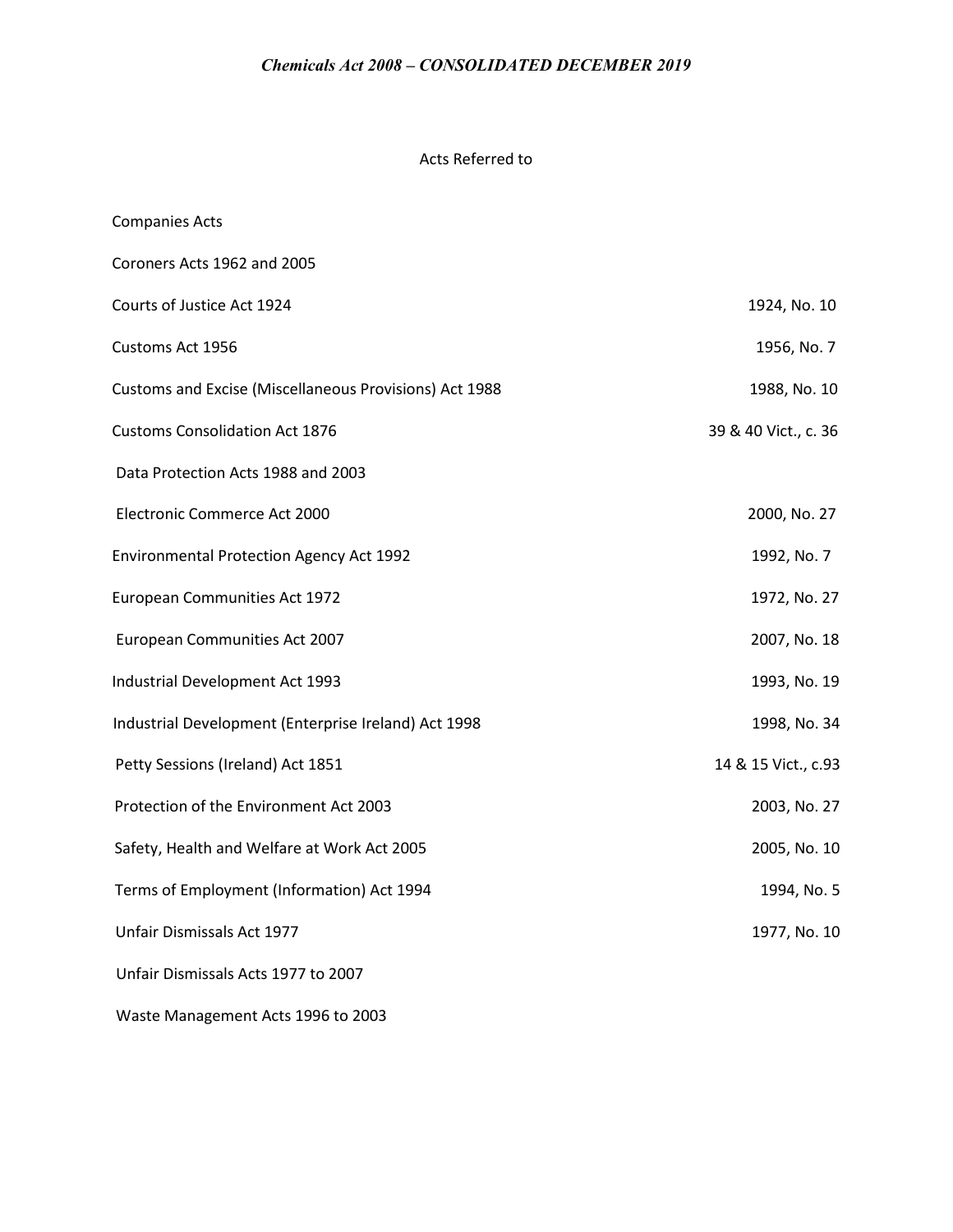## Acts Referred to

| | |
|---|---|
| Companies Acts | |
| Coroners Acts 1962 and 2005 | |
| Courts of Justice Act 1924 | 1924, No. 10 |
| Customs Act 1956 | 1956, No. 7 |
| Customs and Excise (Miscellaneous Provisions) Act 1988 | 1988, No. 10 |
| Customs Consolidation Act 1876 | 39 & 40 Vict., c. 36 |
| Data Protection Acts 1988 and 2003 | |
| Electronic Commerce Act 2000 | 2000, No. 27 |
| Environmental Protection Agency Act 1992 | 1992, No. 7 |
| European Communities Act 1972 | 1972, No. 27 |
| European Communities Act 2007 | 2007, No. 18 |
| Industrial Development Act 1993 | 1993, No. 19 |
| Industrial Development (Enterprise Ireland) Act 1998 | 1998, No. 34 |
| Petty Sessions (Ireland) Act 1851 | 14 & 15 Vict., c.93 |
| Protection of the Environment Act 2003 | 2003, No. 27 |
| Safety, Health and Welfare at Work Act 2005 | 2005, No. 10 |
| Terms of Employment (Information) Act 1994 | 1994, No. 5 |
| Unfair Dismissals Act 1977 | 1977, No. 10 |
| Unfair Dismissals Acts 1977 to 2007 | |
| Waste Management Acts 1996 to 2003 | |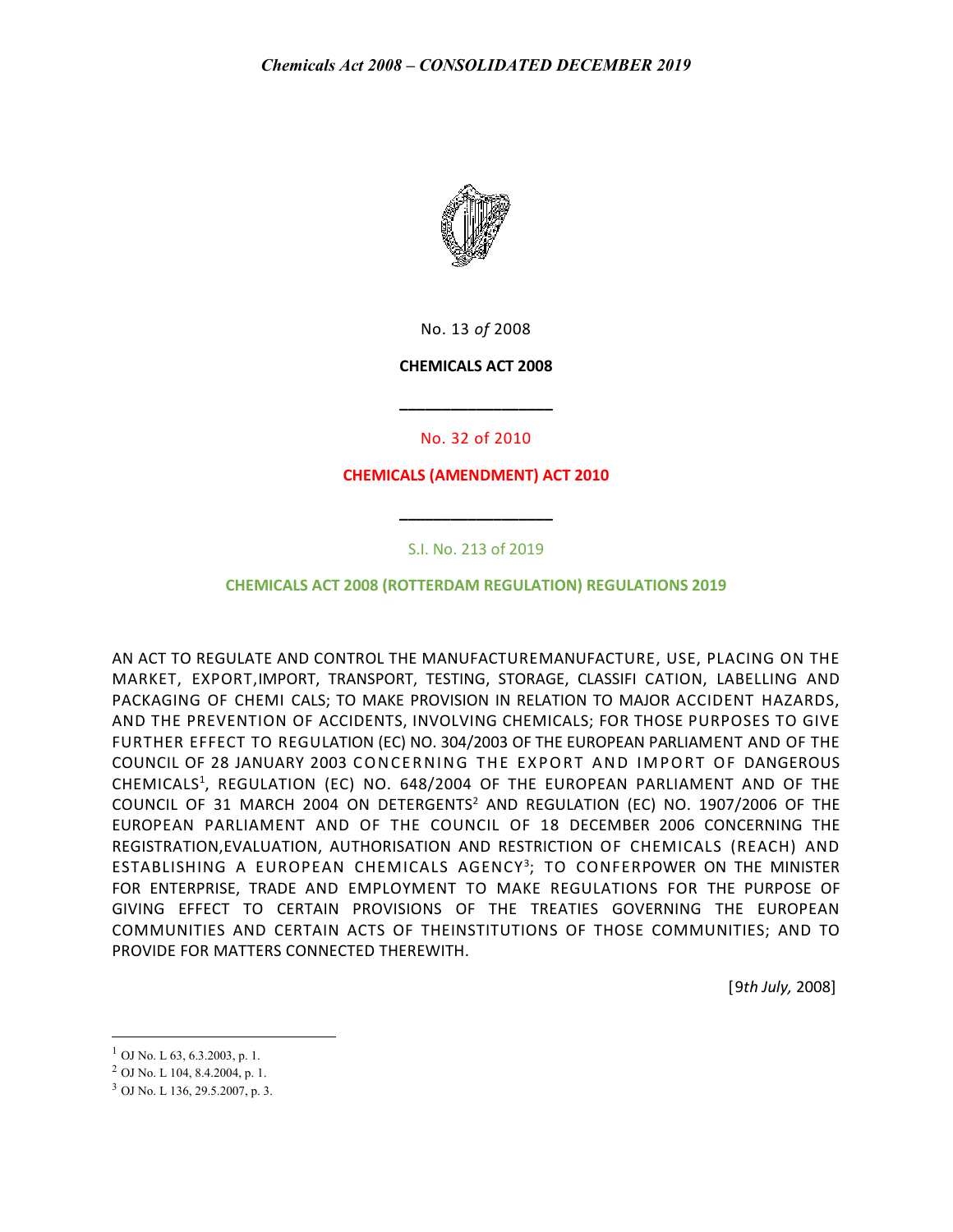No. 13 *of* 2008

**CHEMICALS ACT 2008**

---

No. 32 of 2010

**CHEMICALS (AMENDMENT) ACT 2010**

---

S.I. No. 213 of 2019

**CHEMICALS ACT 2008 (ROTTERDAM REGULATION) REGULATIONS 2019**

AN ACT TO REGULATE AND CONTROL THE MANUFACTUREMANUFACTURE, USE, PLACING ON THE MARKET, EXPORT,IMPORT, TRANSPORT, TESTING, STORAGE, CLASSIFI CATION, LABELLING AND PACKAGING OF CHEMI CALS; TO MAKE PROVISION IN RELATION TO MAJOR ACCIDENT HAZARDS, AND THE PREVENTION OF ACCIDENTS, INVOLVING CHEMICALS; FOR THOSE PURPOSES TO GIVE FURTHER EFFECT TO REGULATION (EC) NO. 304/2003 OF THE EUROPEAN PARLIAMENT AND OF THE COUNCIL OF 28 JANUARY 2003 CONCERNING THE EXPORT AND IMPORT OF DANGEROUS CHEMICALS[1], REGULATION (EC) NO. 648/2004 OF THE EUROPEAN PARLIAMENT AND OF THE COUNCIL OF 31 MARCH 2004 ON DETERGENTS[2] AND REGULATION (EC) NO. 1907/2006 OF THE EUROPEAN PARLIAMENT AND OF THE COUNCIL OF 18 DECEMBER 2006 CONCERNING THE REGISTRATION,EVALUATION, AUTHORISATION AND RESTRICTION OF CHEMICALS (REACH) AND ESTABLISHING A EUROPEAN CHEMICALS AGENCY[3]; TO CONFERPOWER ON THE MINISTER FOR ENTERPRISE, TRADE AND EMPLOYMENT TO MAKE REGULATIONS FOR THE PURPOSE OF GIVING EFFECT TO CERTAIN PROVISIONS OF THE TREATIES GOVERNING THE EUROPEAN COMMUNITIES AND CERTAIN ACTS OF THEINSTITUTIONS OF THOSE COMMUNITIES; AND TO PROVIDE FOR MATTERS CONNECTED THEREWITH.

[9*th July,* 2008]

---

[1] OJ No. L 63, 6.3.2003, p. 1.

[2] OJ No. L 104, 8.4.2004, p. 1.

[3] OJ No. L 136, 29.5.2007, p. 3.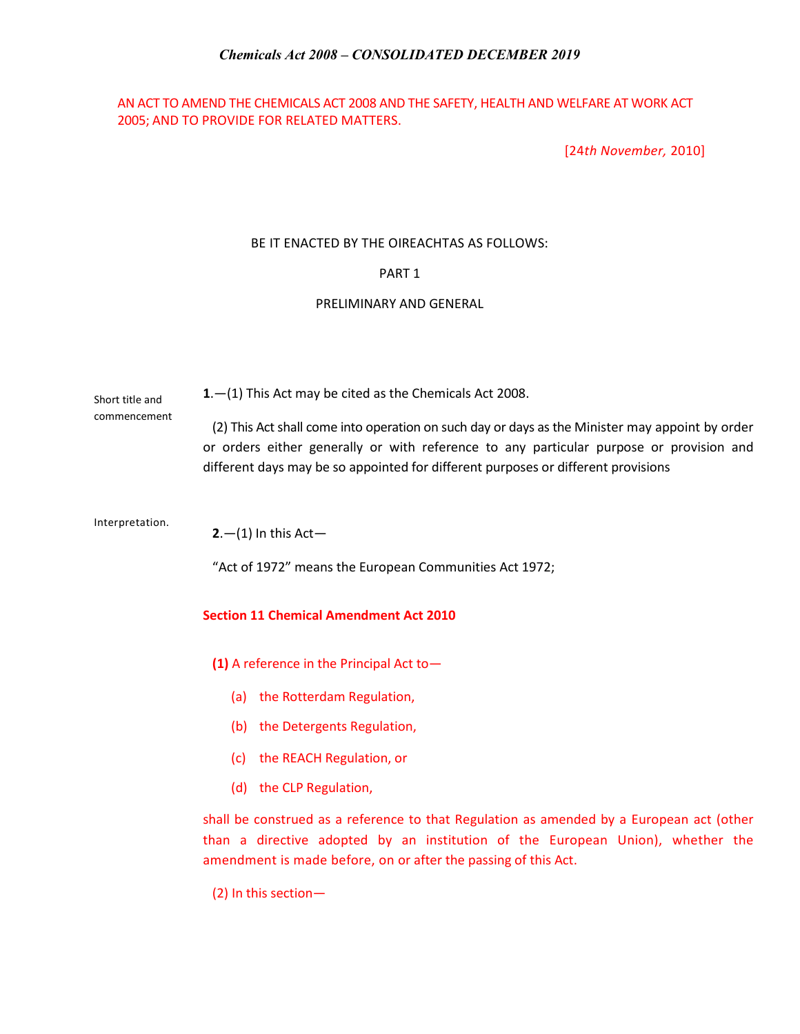AN ACT TO AMEND THE CHEMICALS ACT 2008 AND THE SAFETY, HEALTH AND WELFARE AT WORK ACT 2005; AND TO PROVIDE FOR RELATED MATTERS.

[24*th November,* 2010]

BE IT ENACTED BY THE OIREACHTAS AS FOLLOWS:

PART 1

PRELIMINARY AND GENERAL

Short title and commencement

**1**.—(1) This Act may be cited as the Chemicals Act 2008.

(2) This Act shall come into operation on such day or days as the Minister may appoint by order or orders either generally or with reference to any particular purpose or provision and different days may be so appointed for different purposes or different provisions

Interpretation.

**2**.—(1) In this Act—

"Act of 1972" means the European Communities Act 1972;

**Section 11 Chemical Amendment Act 2010**

**(1)** A reference in the Principal Act to—

(a) the Rotterdam Regulation,

(b) the Detergents Regulation,

(c) the REACH Regulation, or

(d) the CLP Regulation,

shall be construed as a reference to that Regulation as amended by a European act (other than a directive adopted by an institution of the European Union), whether the amendment is made before, on or after the passing of this Act.

(2) In this section—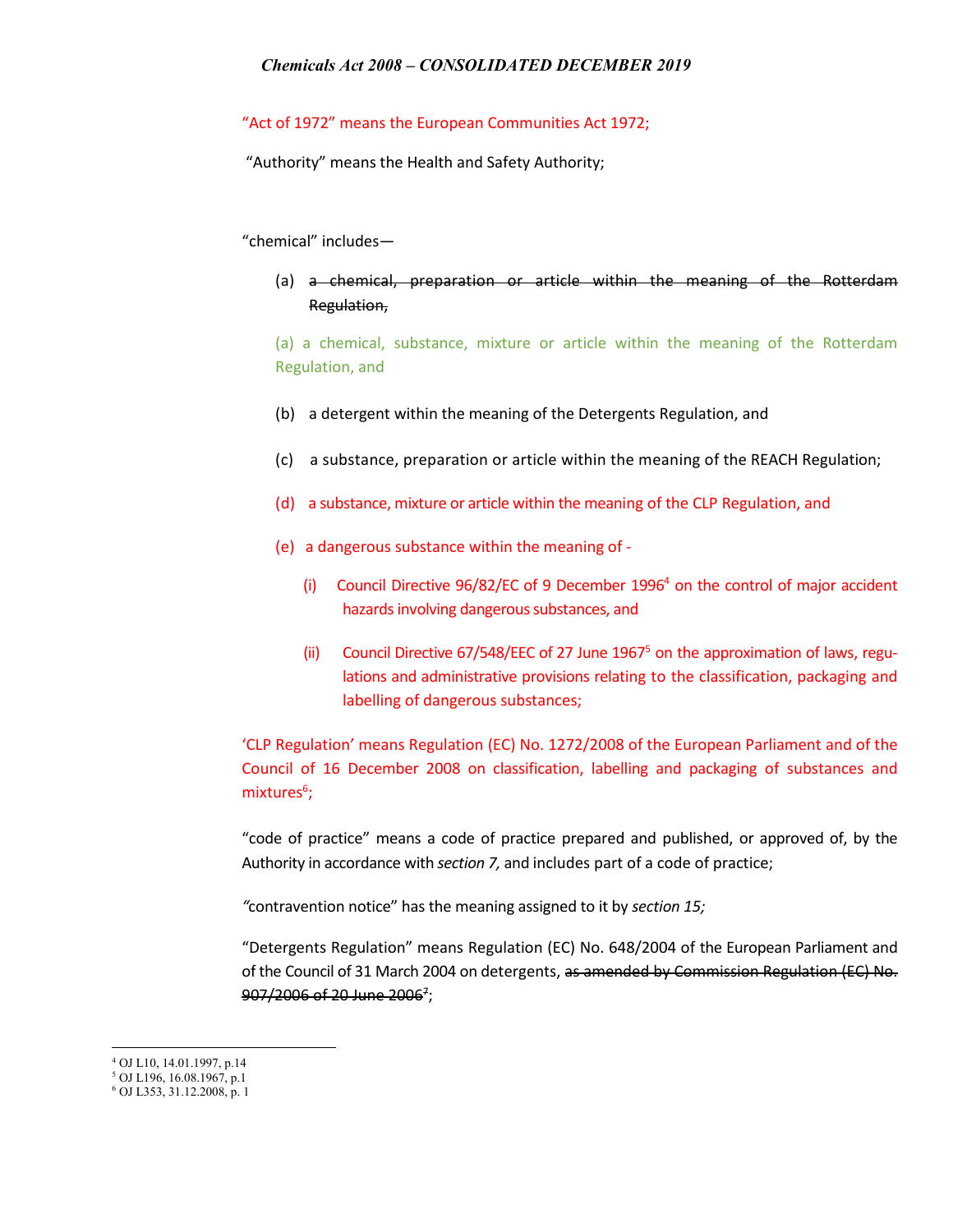"Act of 1972" means the European Communities Act 1972;

"Authority" means the Health and Safety Authority;

"chemical" includes—

(a) ~~a chemical, preparation or article within the meaning of the Rotterdam Regulation,~~

(a) a chemical, substance, mixture or article within the meaning of the Rotterdam Regulation, and

(b) a detergent within the meaning of the Detergents Regulation, and

(c) a substance, preparation or article within the meaning of the REACH Regulation;

(d) a substance, mixture or article within the meaning of the CLP Regulation, and

(e) a dangerous substance within the meaning of -

(i) Council Directive 96/82/EC of 9 December 1996[4] on the control of major accident hazards involving dangerous substances, and

(ii) Council Directive 67/548/EEC of 27 June 1967[5] on the approximation of laws, regulations and administrative provisions relating to the classification, packaging and labelling of dangerous substances;

'CLP Regulation' means Regulation (EC) No. 1272/2008 of the European Parliament and of the Council of 16 December 2008 on classification, labelling and packaging of substances and mixtures[6];

"code of practice" means a code of practice prepared and published, or approved of, by the Authority in accordance with *section 7,* and includes part of a code of practice;

"contravention notice" has the meaning assigned to it by *section 15;*

"Detergents Regulation" means Regulation (EC) No. 648/2004 of the European Parliament and of the Council of 31 March 2004 on detergents, ~~as amended by Commission Regulation (EC) No. 907/2006 of 20 June 2006[7]~~;

---

[4] OJ L10, 14.01.1997, p.14
[5] OJ L196, 16.08.1967, p.1
[6] OJ L353, 31.12.2008, p. 1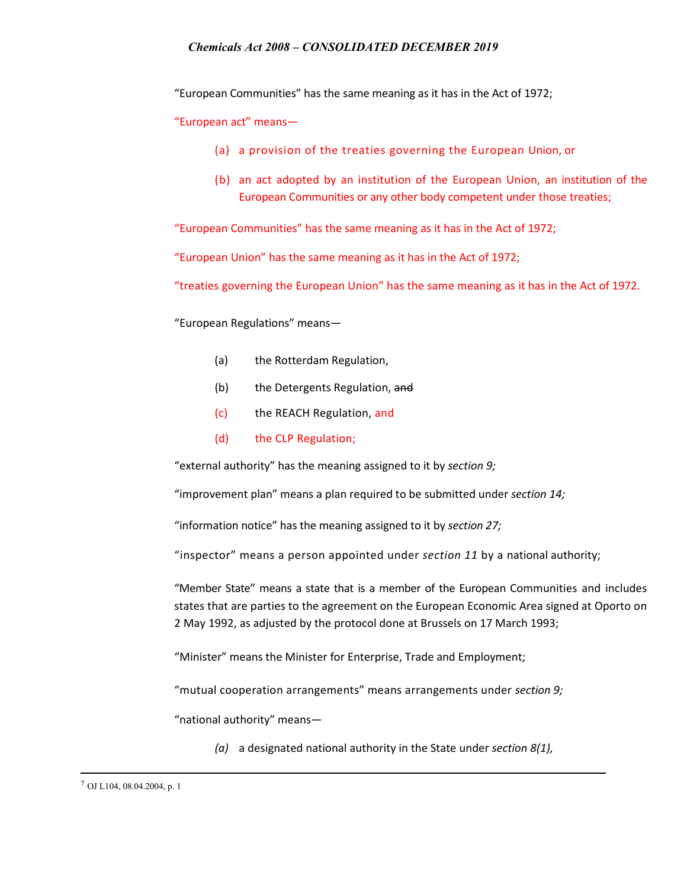"European Communities" has the same meaning as it has in the Act of 1972;

"European act" means—

(a) a provision of the treaties governing the European Union, or

(b) an act adopted by an institution of the European Union, an institution of the European Communities or any other body competent under those treaties;

"European Communities" has the same meaning as it has in the Act of 1972;

"European Union" has the same meaning as it has in the Act of 1972;

"treaties governing the European Union" has the same meaning as it has in the Act of 1972.

"European Regulations" means—

(a) the Rotterdam Regulation,

(b) the Detergents Regulation, ~~and~~

(c) the REACH Regulation, and

(d) the CLP Regulation;

"external authority" has the meaning assigned to it by *section 9;*

"improvement plan" means a plan required to be submitted under *section 14;*

"information notice" has the meaning assigned to it by *section 27;*

"inspector" means a person appointed under *section 11* by a national authority;

"Member State" means a state that is a member of the European Communities and includes states that are parties to the agreement on the European Economic Area signed at Oporto on 2 May 1992, as adjusted by the protocol done at Brussels on 17 March 1993;

"Minister" means the Minister for Enterprise, Trade and Employment;

"mutual cooperation arrangements" means arrangements under *section 9;*

"national authority" means—

*(a)* a designated national authority in the State under *section 8(1),*

---

[7] OJ L104, 08.04.2004, p. 1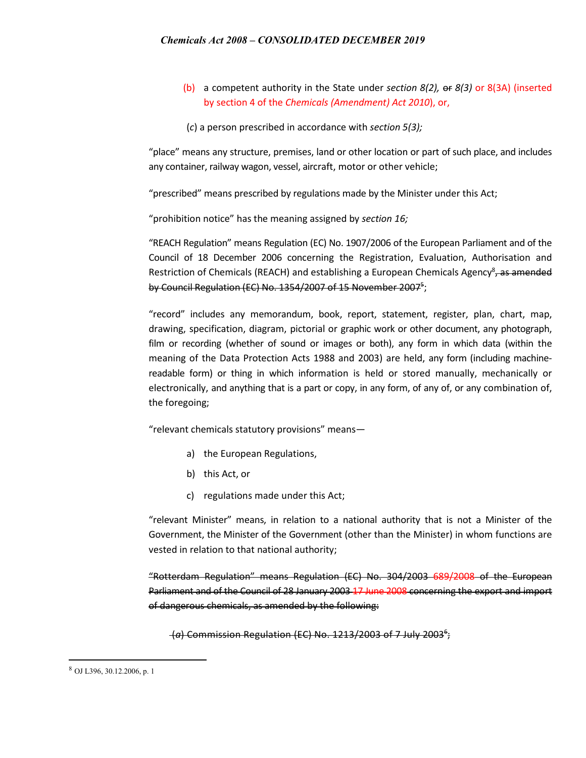(b) a competent authority in the State under *section 8(2),* ~~or~~ *8(3)* or 8(3A) (inserted by section 4 of the *Chemicals (Amendment) Act 2010*), or,

(*c*) a person prescribed in accordance with *section 5(3);*

"place" means any structure, premises, land or other location or part of such place, and includes any container, railway wagon, vessel, aircraft, motor or other vehicle;

"prescribed" means prescribed by regulations made by the Minister under this Act;

"prohibition notice" has the meaning assigned by *section 16;*

"REACH Regulation" means Regulation (EC) No. 1907/2006 of the European Parliament and of the Council of 18 December 2006 concerning the Registration, Evaluation, Authorisation and Restriction of Chemicals (REACH) and establishing a European Chemicals Agency[8]~~, as amended by Council Regulation (EC) No. 1354/2007 of 15 November 2007~~[5];

"record" includes any memorandum, book, report, statement, register, plan, chart, map, drawing, specification, diagram, pictorial or graphic work or other document, any photograph, film or recording (whether of sound or images or both), any form in which data (within the meaning of the Data Protection Acts 1988 and 2003) are held, any form (including machine-readable form) or thing in which information is held or stored manually, mechanically or electronically, and anything that is a part or copy, in any form, of any of, or any combination of, the foregoing;

"relevant chemicals statutory provisions" means—

a) the European Regulations,

b) this Act, or

c) regulations made under this Act;

"relevant Minister" means, in relation to a national authority that is not a Minister of the Government, the Minister of the Government (other than the Minister) in whom functions are vested in relation to that national authority;

~~"Rotterdam Regulation" means Regulation (EC) No. 304/2003 689/2008 of the European Parliament and of the Council of 28 January 2003 17 June 2008 concerning the export and import of dangerous chemicals, as amended by the following:~~

~~(*a*) Commission Regulation (EC) No. 1213/2003 of 7 July 2003~~[6]~~;~~

---

[8] OJ L396, 30.12.2006, p. 1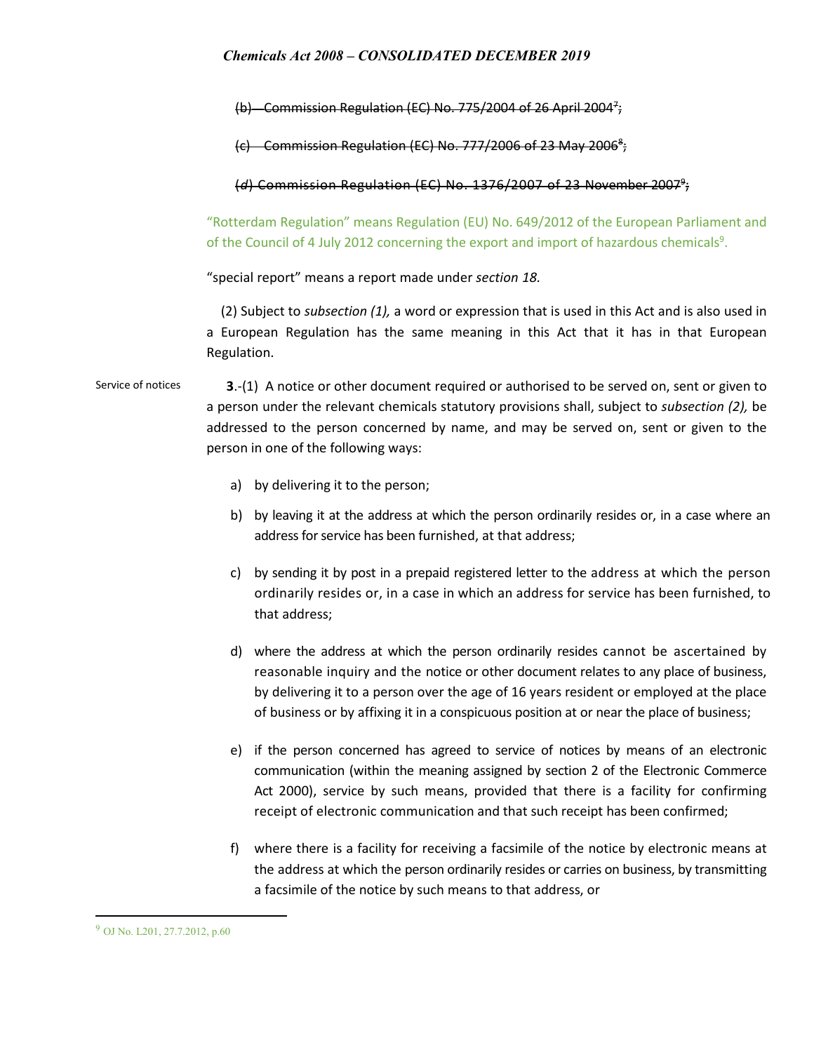~~(b) Commission Regulation (EC) No. 775/2004 of 26 April 2004[7];~~

~~(c) Commission Regulation (EC) No. 777/2006 of 23 May 2006[8];~~

~~(*d*) Commission Regulation (EC) No. 1376/2007 of 23 November 2007[9];~~

"Rotterdam Regulation" means Regulation (EU) No. 649/2012 of the European Parliament and of the Council of 4 July 2012 concerning the export and import of hazardous chemicals[9].

"special report" means a report made under *section 18.*

(2) Subject to *subsection (1),* a word or expression that is used in this Act and is also used in a European Regulation has the same meaning in this Act that it has in that European Regulation.

Service of notices

**3**.-(1) A notice or other document required or authorised to be served on, sent or given to a person under the relevant chemicals statutory provisions shall, subject to *subsection (2),* be addressed to the person concerned by name, and may be served on, sent or given to the person in one of the following ways:

a) by delivering it to the person;

b) by leaving it at the address at which the person ordinarily resides or, in a case where an address for service has been furnished, at that address;

c) by sending it by post in a prepaid registered letter to the address at which the person ordinarily resides or, in a case in which an address for service has been furnished, to that address;

d) where the address at which the person ordinarily resides cannot be ascertained by reasonable inquiry and the notice or other document relates to any place of business, by delivering it to a person over the age of 16 years resident or employed at the place of business or by affixing it in a conspicuous position at or near the place of business;

e) if the person concerned has agreed to service of notices by means of an electronic communication (within the meaning assigned by section 2 of the Electronic Commerce Act 2000), service by such means, provided that there is a facility for confirming receipt of electronic communication and that such receipt has been confirmed;

f) where there is a facility for receiving a facsimile of the notice by electronic means at the address at which the person ordinarily resides or carries on business, by transmitting a facsimile of the notice by such means to that address, or

---

[9] OJ No. L201, 27.7.2012, p.60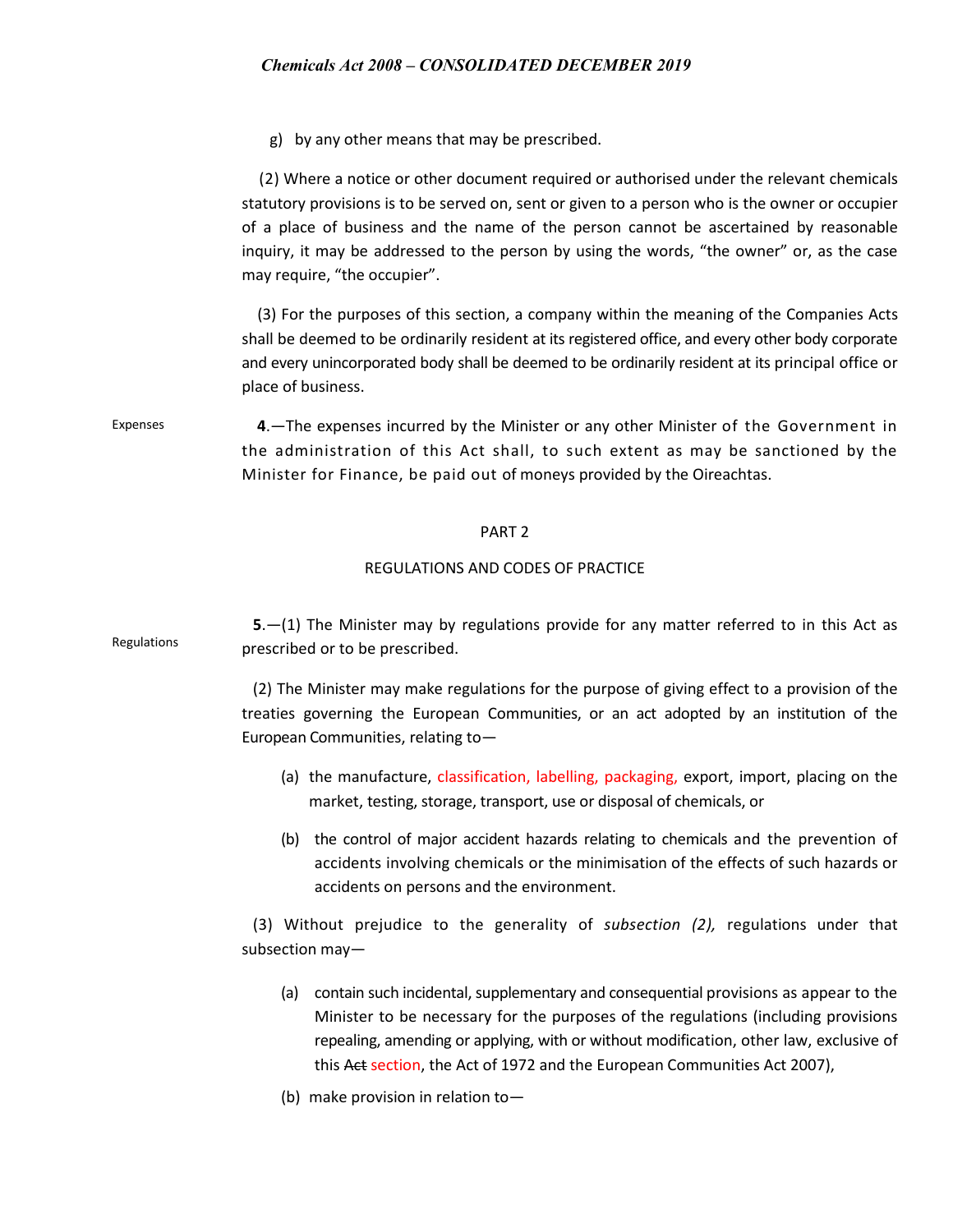g) by any other means that may be prescribed.

(2) Where a notice or other document required or authorised under the relevant chemicals statutory provisions is to be served on, sent or given to a person who is the owner or occupier of a place of business and the name of the person cannot be ascertained by reasonable inquiry, it may be addressed to the person by using the words, "the owner" or, as the case may require, "the occupier".

(3) For the purposes of this section, a company within the meaning of the Companies Acts shall be deemed to be ordinarily resident at its registered office, and every other body corporate and every unincorporated body shall be deemed to be ordinarily resident at its principal office or place of business.

Expenses

**4**.—The expenses incurred by the Minister or any other Minister of the Government in the administration of this Act shall, to such extent as may be sanctioned by the Minister for Finance, be paid out of moneys provided by the Oireachtas.

## PART 2

## REGULATIONS AND CODES OF PRACTICE

Regulations

**5**.—(1) The Minister may by regulations provide for any matter referred to in this Act as prescribed or to be prescribed.

(2) The Minister may make regulations for the purpose of giving effect to a provision of the treaties governing the European Communities, or an act adopted by an institution of the European Communities, relating to—

(a) the manufacture, classification, labelling, packaging, export, import, placing on the market, testing, storage, transport, use or disposal of chemicals, or

(b) the control of major accident hazards relating to chemicals and the prevention of accidents involving chemicals or the minimisation of the effects of such hazards or accidents on persons and the environment.

(3) Without prejudice to the generality of *subsection (2),* regulations under that subsection may—

(a) contain such incidental, supplementary and consequential provisions as appear to the Minister to be necessary for the purposes of the regulations (including provisions repealing, amending or applying, with or without modification, other law, exclusive of this ~~Act~~ section, the Act of 1972 and the European Communities Act 2007),

(b) make provision in relation to—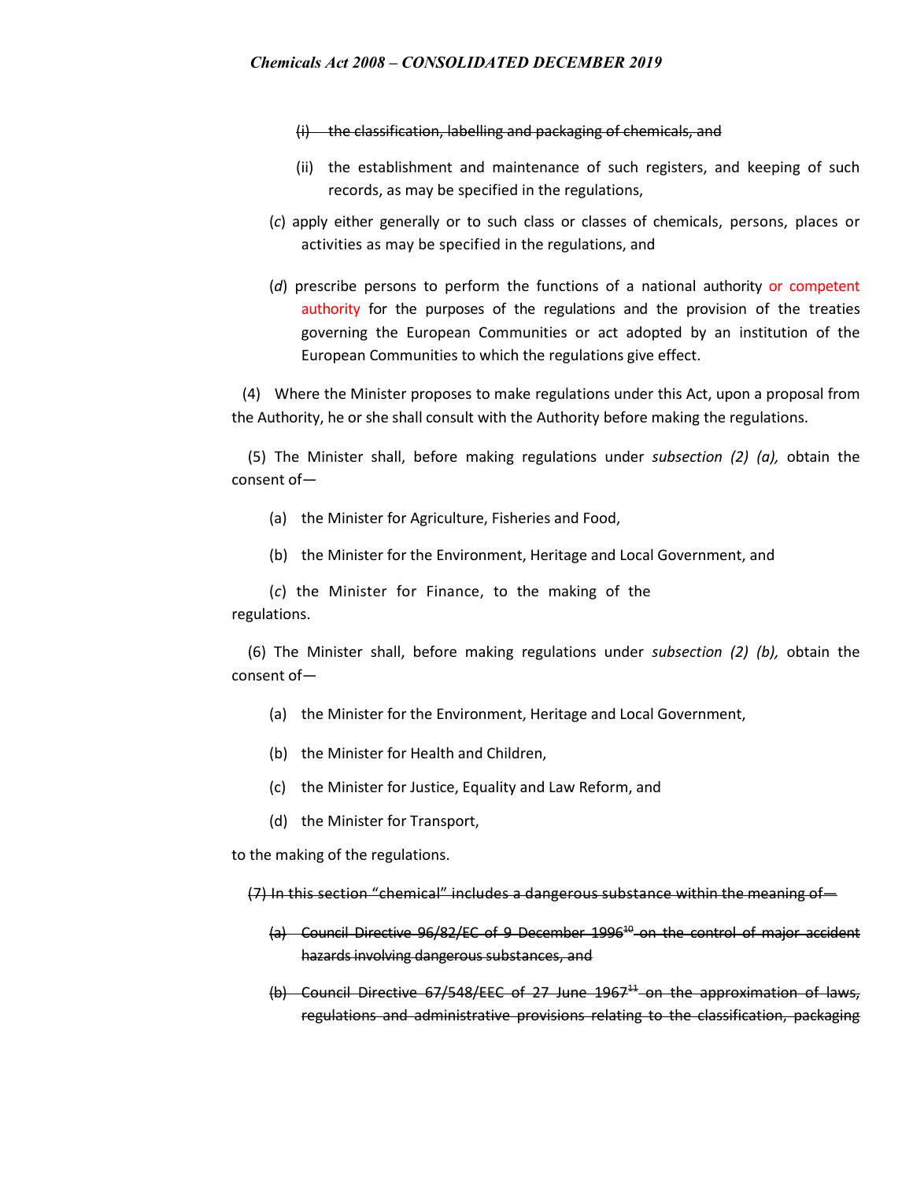~~(i) the classification, labelling and packaging of chemicals, and~~

(ii) the establishment and maintenance of such registers, and keeping of such records, as may be specified in the regulations,

(*c*) apply either generally or to such class or classes of chemicals, persons, places or activities as may be specified in the regulations, and

(*d*) prescribe persons to perform the functions of a national authority or competent authority for the purposes of the regulations and the provision of the treaties governing the European Communities or act adopted by an institution of the European Communities to which the regulations give effect.

(4) Where the Minister proposes to make regulations under this Act, upon a proposal from the Authority, he or she shall consult with the Authority before making the regulations.

(5) The Minister shall, before making regulations under *subsection (2) (a),* obtain the consent of—

(a) the Minister for Agriculture, Fisheries and Food,

(b) the Minister for the Environment, Heritage and Local Government, and

(*c*) the Minister for Finance, to the making of the regulations.

(6) The Minister shall, before making regulations under *subsection (2) (b),* obtain the consent of—

(a) the Minister for the Environment, Heritage and Local Government,

(b) the Minister for Health and Children,

(c) the Minister for Justice, Equality and Law Reform, and

(d) the Minister for Transport,

to the making of the regulations.

~~(7) In this section "chemical" includes a dangerous substance within the meaning of—~~

~~(a) Council Directive 96/82/EC of 9 December 1996[10] on the control of major accident hazards involving dangerous substances, and~~

~~(b) Council Directive 67/548/EEC of 27 June 1967[11] on the approximation of laws, regulations and administrative provisions relating to the classification, packaging~~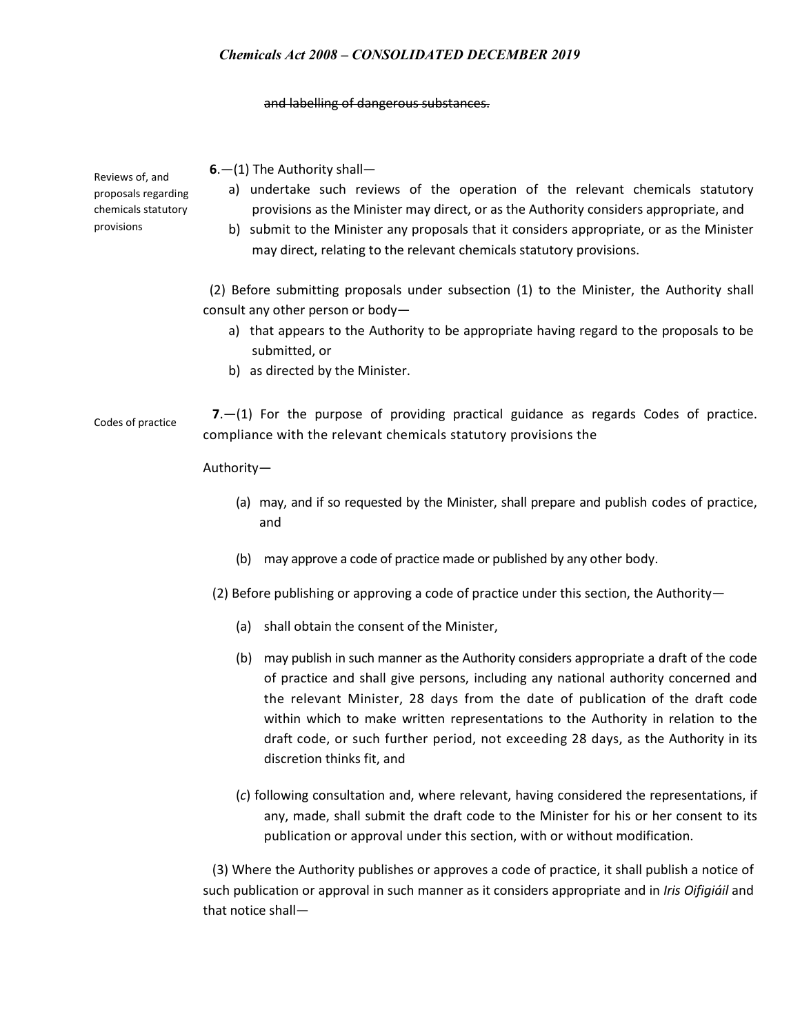~~and labelling of dangerous substances.~~

Reviews of, and proposals regarding chemicals statutory provisions

**6**.—(1) The Authority shall—

a) undertake such reviews of the operation of the relevant chemicals statutory provisions as the Minister may direct, or as the Authority considers appropriate, and
b) submit to the Minister any proposals that it considers appropriate, or as the Minister may direct, relating to the relevant chemicals statutory provisions.

(2) Before submitting proposals under subsection (1) to the Minister, the Authority shall consult any other person or body—

a) that appears to the Authority to be appropriate having regard to the proposals to be submitted, or
b) as directed by the Minister.

Codes of practice

**7**.—(1) For the purpose of providing practical guidance as regards Codes of practice. compliance with the relevant chemicals statutory provisions the Authority—

(a) may, and if so requested by the Minister, shall prepare and publish codes of practice, and

(b) may approve a code of practice made or published by any other body.

(2) Before publishing or approving a code of practice under this section, the Authority—

(a) shall obtain the consent of the Minister,

(b) may publish in such manner as the Authority considers appropriate a draft of the code of practice and shall give persons, including any national authority concerned and the relevant Minister, 28 days from the date of publication of the draft code within which to make written representations to the Authority in relation to the draft code, or such further period, not exceeding 28 days, as the Authority in its discretion thinks fit, and

(*c*) following consultation and, where relevant, having considered the representations, if any, made, shall submit the draft code to the Minister for his or her consent to its publication or approval under this section, with or without modification.

(3) Where the Authority publishes or approves a code of practice, it shall publish a notice of such publication or approval in such manner as it considers appropriate and in *Iris Oifigiúil* and that notice shall—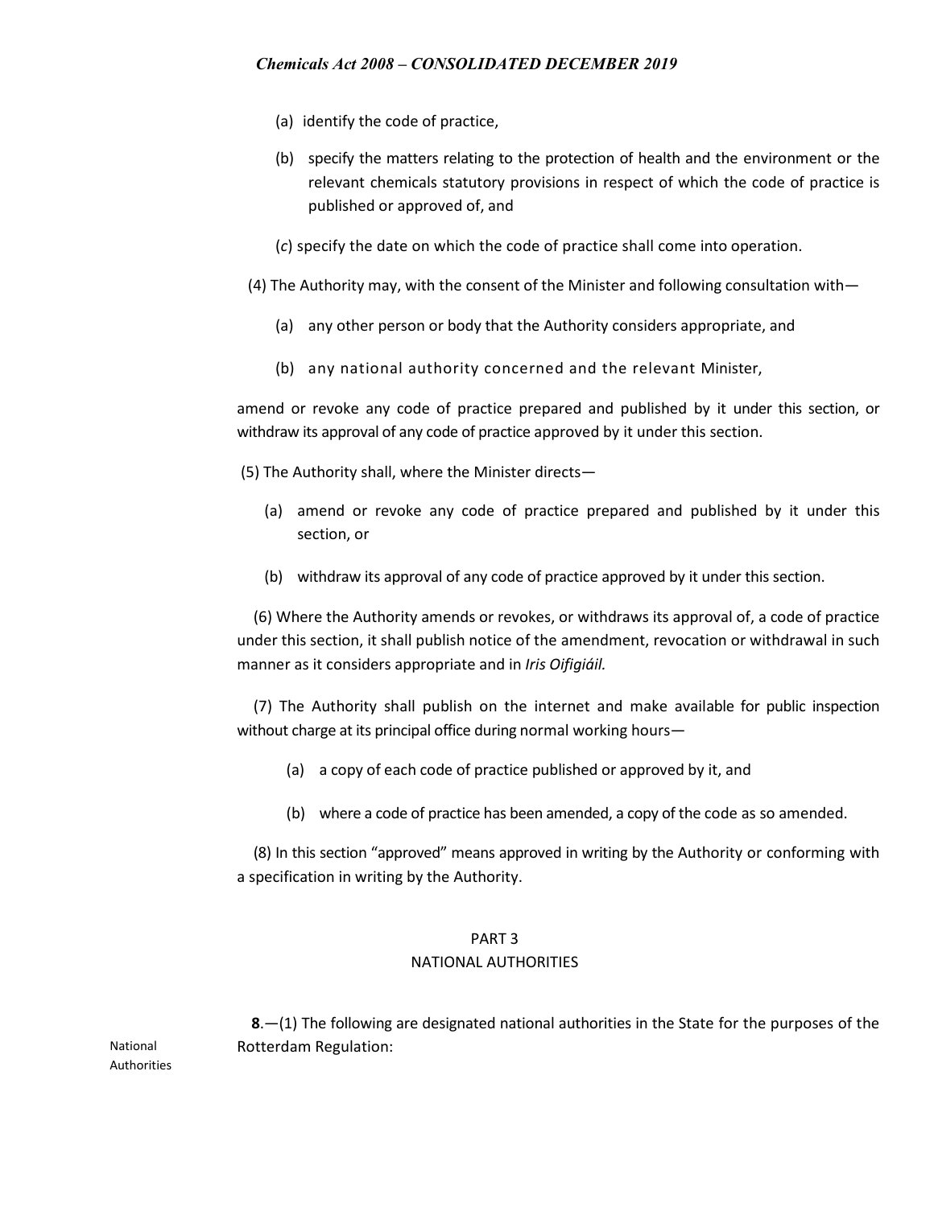(a) identify the code of practice,

(b) specify the matters relating to the protection of health and the environment or the relevant chemicals statutory provisions in respect of which the code of practice is published or approved of, and

(*c*) specify the date on which the code of practice shall come into operation.

(4) The Authority may, with the consent of the Minister and following consultation with—

(a) any other person or body that the Authority considers appropriate, and

(b) any national authority concerned and the relevant Minister,

amend or revoke any code of practice prepared and published by it under this section, or withdraw its approval of any code of practice approved by it under this section.

(5) The Authority shall, where the Minister directs—

(a) amend or revoke any code of practice prepared and published by it under this section, or

(b) withdraw its approval of any code of practice approved by it under this section.

(6) Where the Authority amends or revokes, or withdraws its approval of, a code of practice under this section, it shall publish notice of the amendment, revocation or withdrawal in such manner as it considers appropriate and in *Iris Oifigiúil.*

(7) The Authority shall publish on the internet and make available for public inspection without charge at its principal office during normal working hours—

(a) a copy of each code of practice published or approved by it, and

(b) where a code of practice has been amended, a copy of the code as so amended.

(8) In this section "approved" means approved in writing by the Authority or conforming with a specification in writing by the Authority.

## PART 3
## NATIONAL AUTHORITIES

National Authorities

**8**.—(1) The following are designated national authorities in the State for the purposes of the Rotterdam Regulation: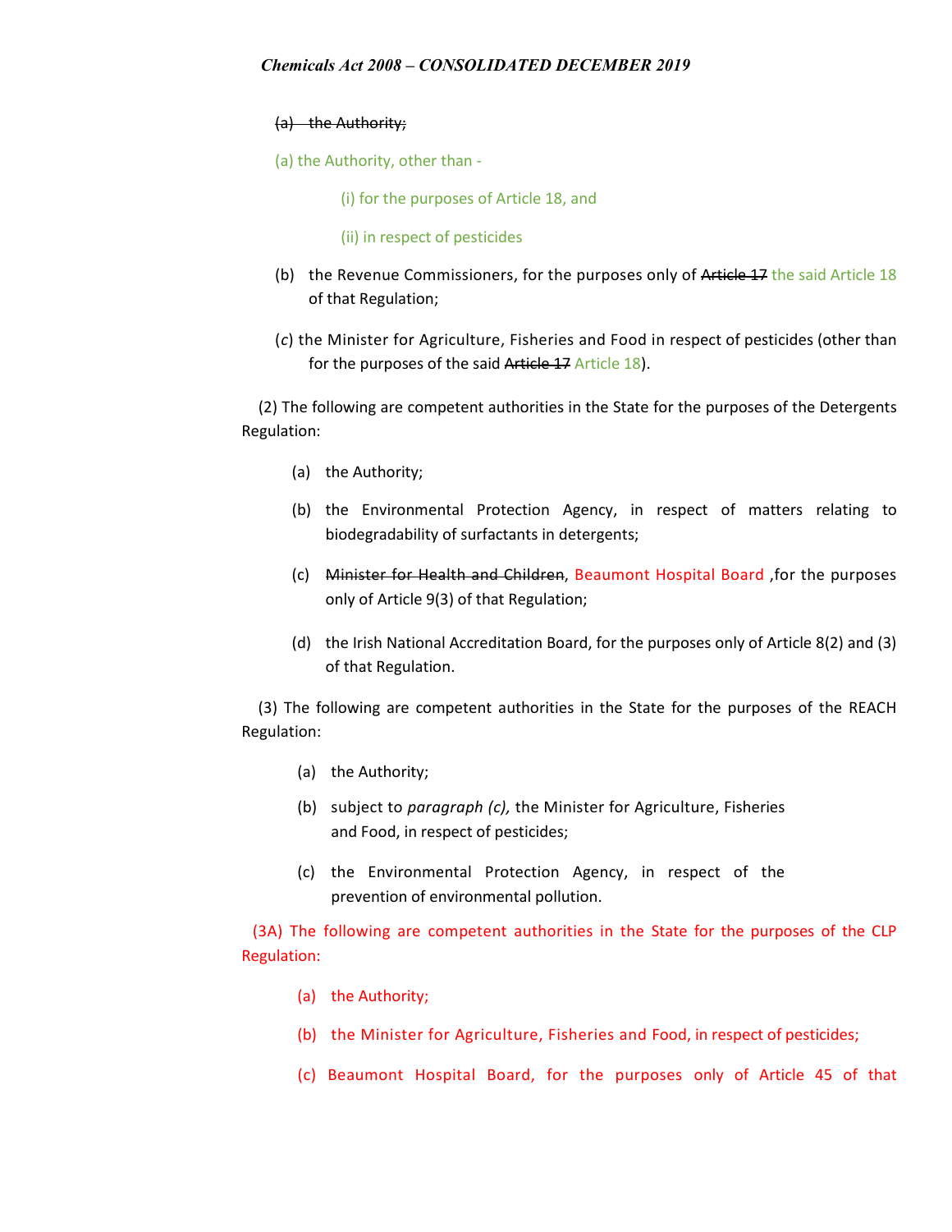~~(a) the Authority;~~

(a) the Authority, other than -

(i) for the purposes of Article 18, and

(ii) in respect of pesticides

(b) the Revenue Commissioners, for the purposes only of ~~Article 17~~ the said Article 18 of that Regulation;

(*c*) the Minister for Agriculture, Fisheries and Food in respect of pesticides (other than for the purposes of the said ~~Article 17~~ Article 18).

(2) The following are competent authorities in the State for the purposes of the Detergents Regulation:

(a) the Authority;

(b) the Environmental Protection Agency, in respect of matters relating to biodegradability of surfactants in detergents;

(c) ~~Minister for Health and Children~~, Beaumont Hospital Board ,for the purposes only of Article 9(3) of that Regulation;

(d) the Irish National Accreditation Board, for the purposes only of Article 8(2) and (3) of that Regulation.

(3) The following are competent authorities in the State for the purposes of the REACH Regulation:

(a) the Authority;

(b) subject to *paragraph (c),* the Minister for Agriculture, Fisheries and Food, in respect of pesticides;

(c) the Environmental Protection Agency, in respect of the prevention of environmental pollution.

(3A) The following are competent authorities in the State for the purposes of the CLP Regulation:

(a) the Authority;

(b) the Minister for Agriculture, Fisheries and Food, in respect of pesticides;

(c) Beaumont Hospital Board, for the purposes only of Article 45 of that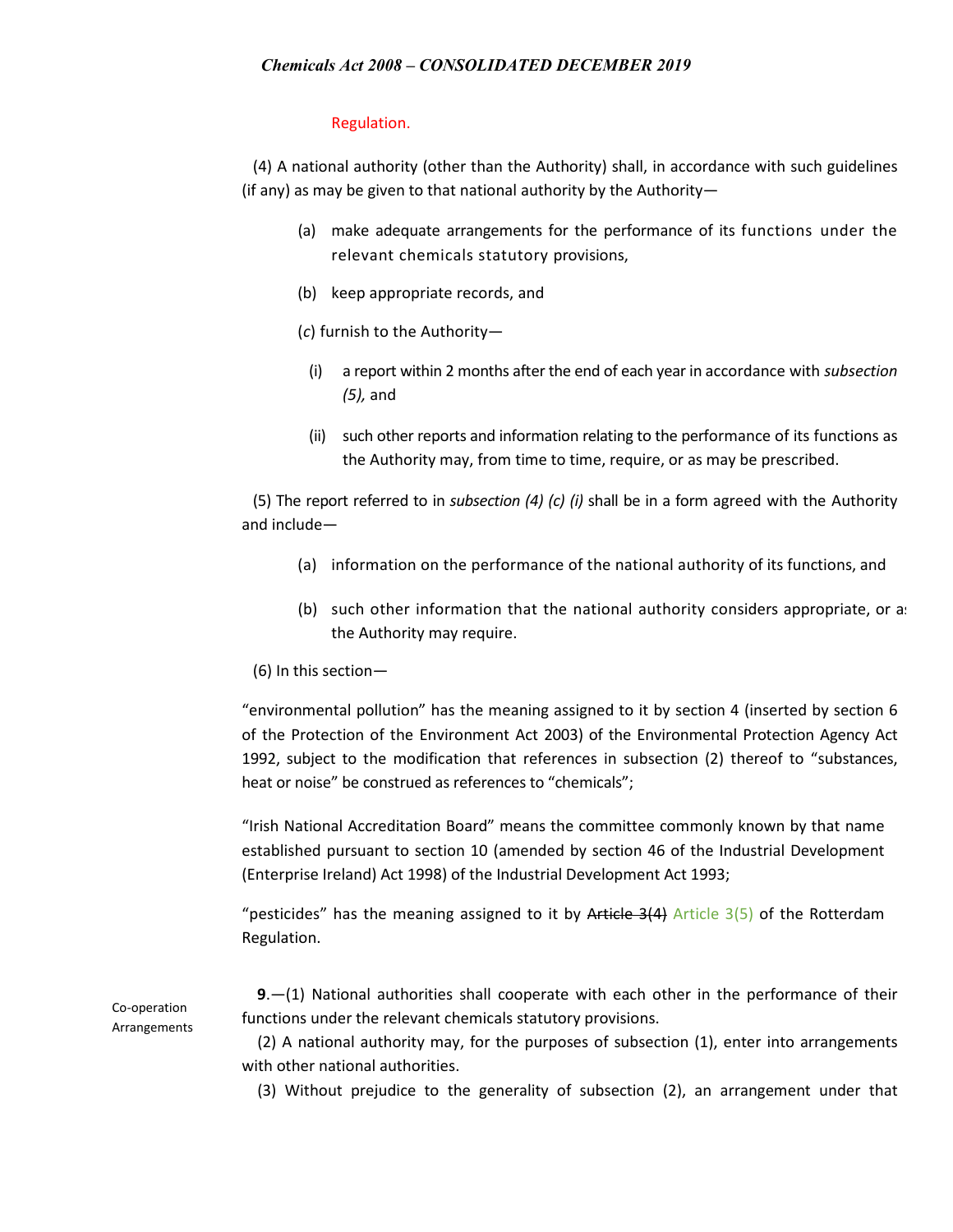Regulation.

(4) A national authority (other than the Authority) shall, in accordance with such guidelines (if any) as may be given to that national authority by the Authority—

(a) make adequate arrangements for the performance of its functions under the relevant chemicals statutory provisions,

(b) keep appropriate records, and

(*c*) furnish to the Authority—

(i) a report within 2 months after the end of each year in accordance with *subsection (5),* and

(ii) such other reports and information relating to the performance of its functions as the Authority may, from time to time, require, or as may be prescribed.

(5) The report referred to in *subsection (4) (c) (i)* shall be in a form agreed with the Authority and include—

(a) information on the performance of the national authority of its functions, and

(b) such other information that the national authority considers appropriate, or as the Authority may require.

(6) In this section—

"environmental pollution" has the meaning assigned to it by section 4 (inserted by section 6 of the Protection of the Environment Act 2003) of the Environmental Protection Agency Act 1992, subject to the modification that references in subsection (2) thereof to "substances, heat or noise" be construed as references to "chemicals";

"Irish National Accreditation Board" means the committee commonly known by that name established pursuant to section 10 (amended by section 46 of the Industrial Development (Enterprise Ireland) Act 1998) of the Industrial Development Act 1993;

"pesticides" has the meaning assigned to it by ~~Article 3(4)~~ Article 3(5) of the Rotterdam Regulation.

Co-operation Arrangements

**9**.—(1) National authorities shall cooperate with each other in the performance of their functions under the relevant chemicals statutory provisions.

(2) A national authority may, for the purposes of subsection (1), enter into arrangements with other national authorities.

(3) Without prejudice to the generality of subsection (2), an arrangement under that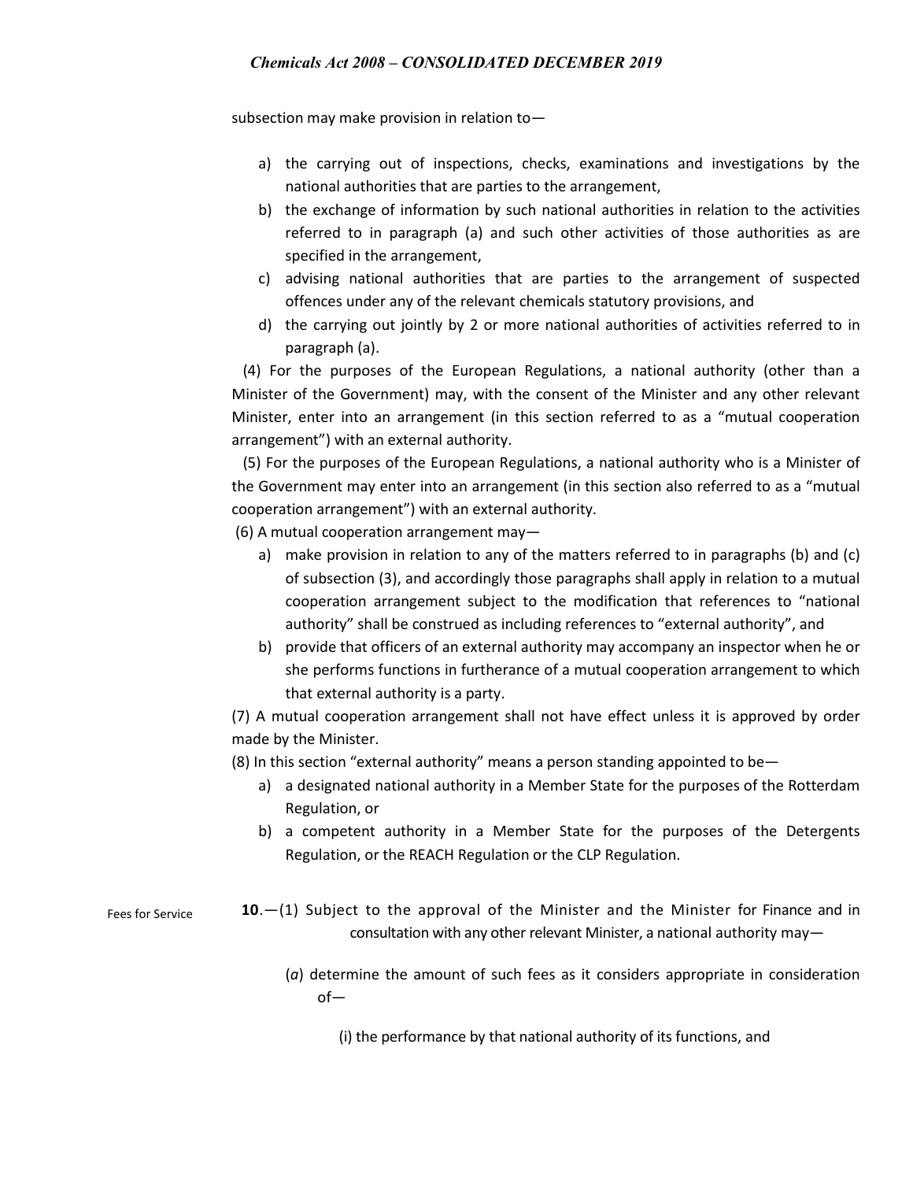subsection may make provision in relation to—

a) the carrying out of inspections, checks, examinations and investigations by the national authorities that are parties to the arrangement,
b) the exchange of information by such national authorities in relation to the activities referred to in paragraph (a) and such other activities of those authorities as are specified in the arrangement,
c) advising national authorities that are parties to the arrangement of suspected offences under any of the relevant chemicals statutory provisions, and
d) the carrying out jointly by 2 or more national authorities of activities referred to in paragraph (a).

(4) For the purposes of the European Regulations, a national authority (other than a Minister of the Government) may, with the consent of the Minister and any other relevant Minister, enter into an arrangement (in this section referred to as a "mutual cooperation arrangement") with an external authority.

(5) For the purposes of the European Regulations, a national authority who is a Minister of the Government may enter into an arrangement (in this section also referred to as a "mutual cooperation arrangement") with an external authority.

(6) A mutual cooperation arrangement may—

a) make provision in relation to any of the matters referred to in paragraphs (b) and (c) of subsection (3), and accordingly those paragraphs shall apply in relation to a mutual cooperation arrangement subject to the modification that references to "national authority" shall be construed as including references to "external authority", and
b) provide that officers of an external authority may accompany an inspector when he or she performs functions in furtherance of a mutual cooperation arrangement to which that external authority is a party.

(7) A mutual cooperation arrangement shall not have effect unless it is approved by order made by the Minister.

(8) In this section "external authority" means a person standing appointed to be—

a) a designated national authority in a Member State for the purposes of the Rotterdam Regulation, or
b) a competent authority in a Member State for the purposes of the Detergents Regulation, or the REACH Regulation or the CLP Regulation.

Fees for Service

**10**.—(1) Subject to the approval of the Minister and the Minister for Finance and in consultation with any other relevant Minister, a national authority may—

(*a*) determine the amount of such fees as it considers appropriate in consideration of—

(i) the performance by that national authority of its functions, and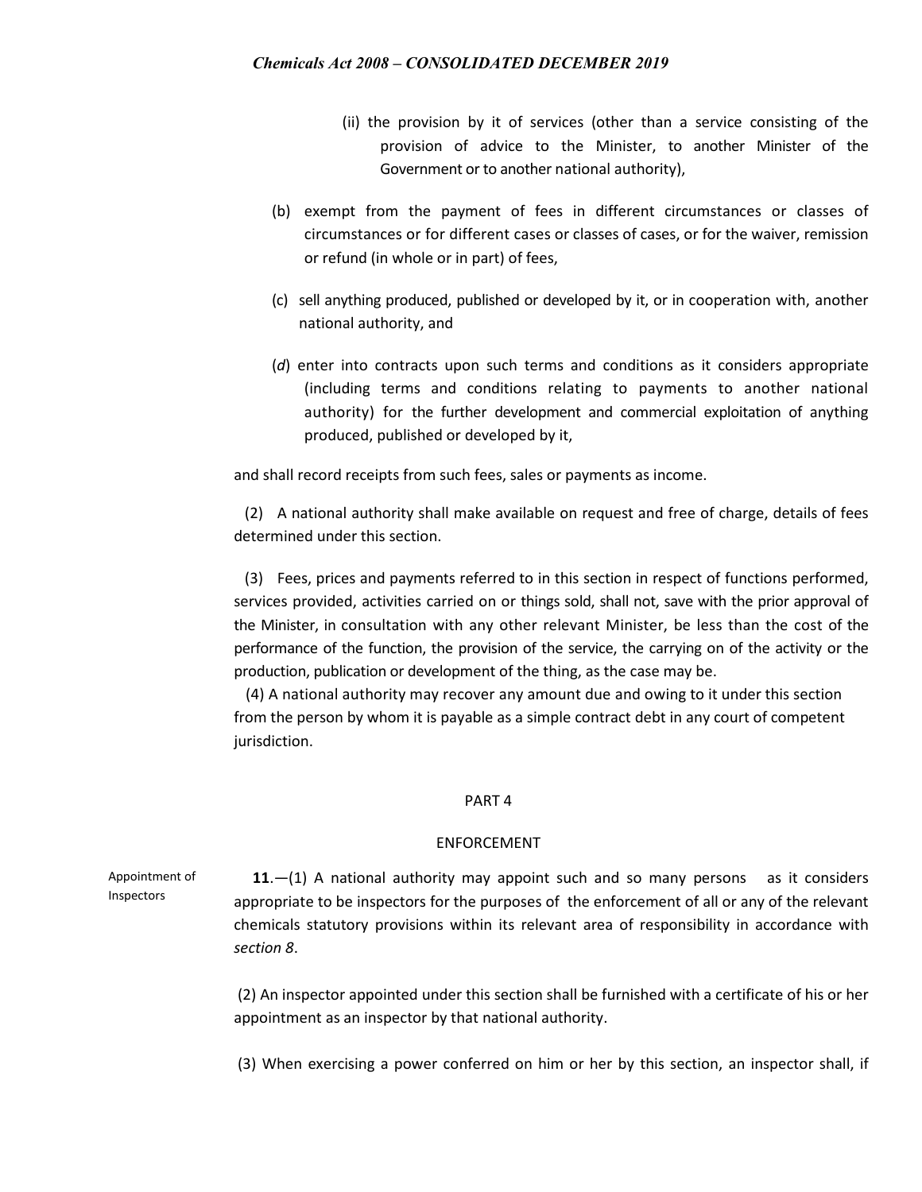(ii) the provision by it of services (other than a service consisting of the provision of advice to the Minister, to another Minister of the Government or to another national authority),

(b) exempt from the payment of fees in different circumstances or classes of circumstances or for different cases or classes of cases, or for the waiver, remission or refund (in whole or in part) of fees,

(c) sell anything produced, published or developed by it, or in cooperation with, another national authority, and

(*d*) enter into contracts upon such terms and conditions as it considers appropriate (including terms and conditions relating to payments to another national authority) for the further development and commercial exploitation of anything produced, published or developed by it,

and shall record receipts from such fees, sales or payments as income.

(2) A national authority shall make available on request and free of charge, details of fees determined under this section.

(3) Fees, prices and payments referred to in this section in respect of functions performed, services provided, activities carried on or things sold, shall not, save with the prior approval of the Minister, in consultation with any other relevant Minister, be less than the cost of the performance of the function, the provision of the service, the carrying on of the activity or the production, publication or development of the thing, as the case may be.

(4) A national authority may recover any amount due and owing to it under this section from the person by whom it is payable as a simple contract debt in any court of competent jurisdiction.

## PART 4

## ENFORCEMENT

Appointment of Inspectors

**11**.—(1) A national authority may appoint such and so many persons as it considers appropriate to be inspectors for the purposes of the enforcement of all or any of the relevant chemicals statutory provisions within its relevant area of responsibility in accordance with *section 8*.

(2) An inspector appointed under this section shall be furnished with a certificate of his or her appointment as an inspector by that national authority.

(3) When exercising a power conferred on him or her by this section, an inspector shall, if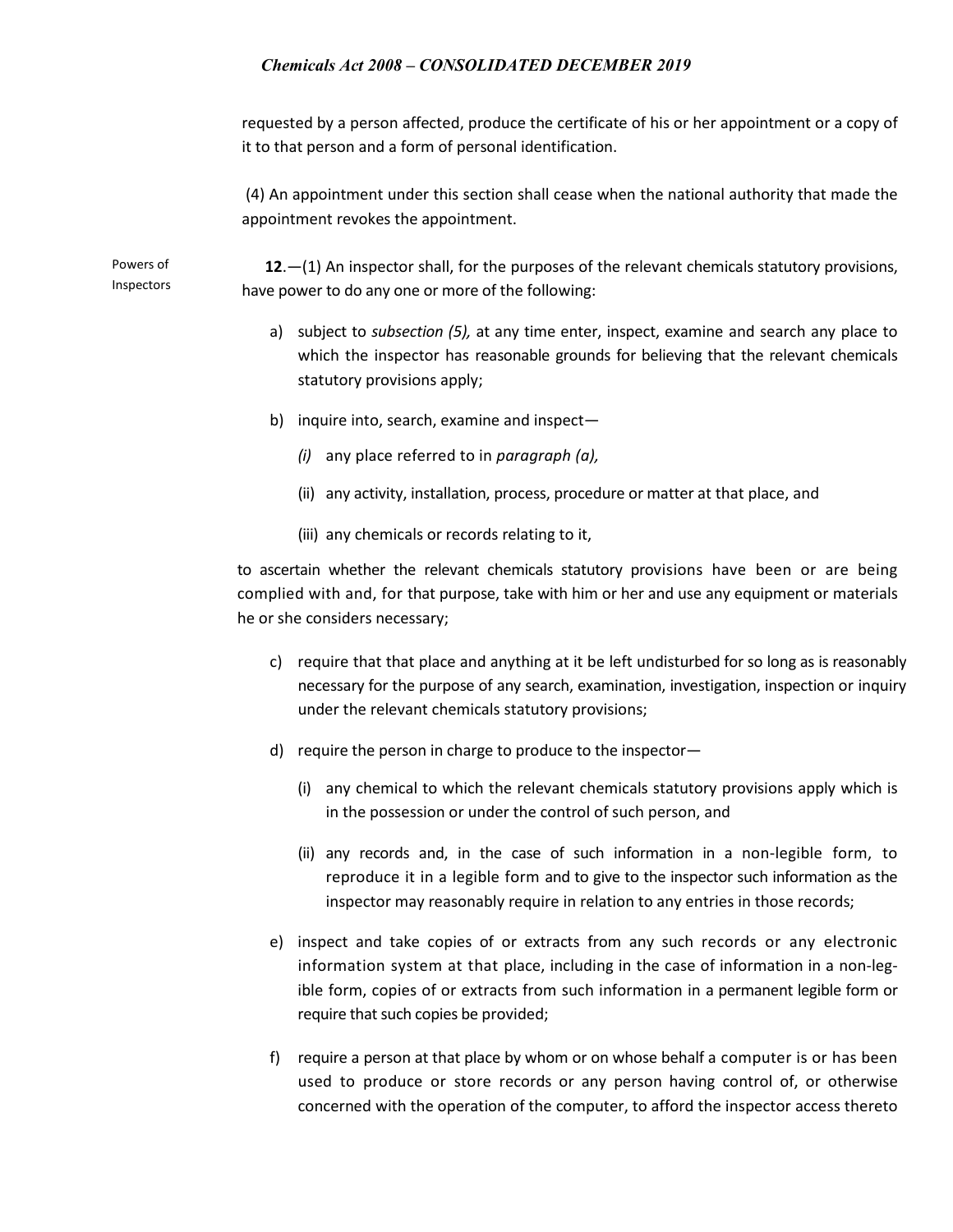requested by a person affected, produce the certificate of his or her appointment or a copy of it to that person and a form of personal identification.

(4) An appointment under this section shall cease when the national authority that made the appointment revokes the appointment.

Powers of Inspectors

**12**.—(1) An inspector shall, for the purposes of the relevant chemicals statutory provisions, have power to do any one or more of the following:

a) subject to *subsection (5),* at any time enter, inspect, examine and search any place to which the inspector has reasonable grounds for believing that the relevant chemicals statutory provisions apply;

b) inquire into, search, examine and inspect—

   *(i)* any place referred to in *paragraph (a),*

   (ii) any activity, installation, process, procedure or matter at that place, and

   (iii) any chemicals or records relating to it,

to ascertain whether the relevant chemicals statutory provisions have been or are being complied with and, for that purpose, take with him or her and use any equipment or materials he or she considers necessary;

c) require that that place and anything at it be left undisturbed for so long as is reasonably necessary for the purpose of any search, examination, investigation, inspection or inquiry under the relevant chemicals statutory provisions;

d) require the person in charge to produce to the inspector—

   (i) any chemical to which the relevant chemicals statutory provisions apply which is in the possession or under the control of such person, and

   (ii) any records and, in the case of such information in a non-legible form, to reproduce it in a legible form and to give to the inspector such information as the inspector may reasonably require in relation to any entries in those records;

e) inspect and take copies of or extracts from any such records or any electronic information system at that place, including in the case of information in a non-legible form, copies of or extracts from such information in a permanent legible form or require that such copies be provided;

f) require a person at that place by whom or on whose behalf a computer is or has been used to produce or store records or any person having control of, or otherwise concerned with the operation of the computer, to afford the inspector access thereto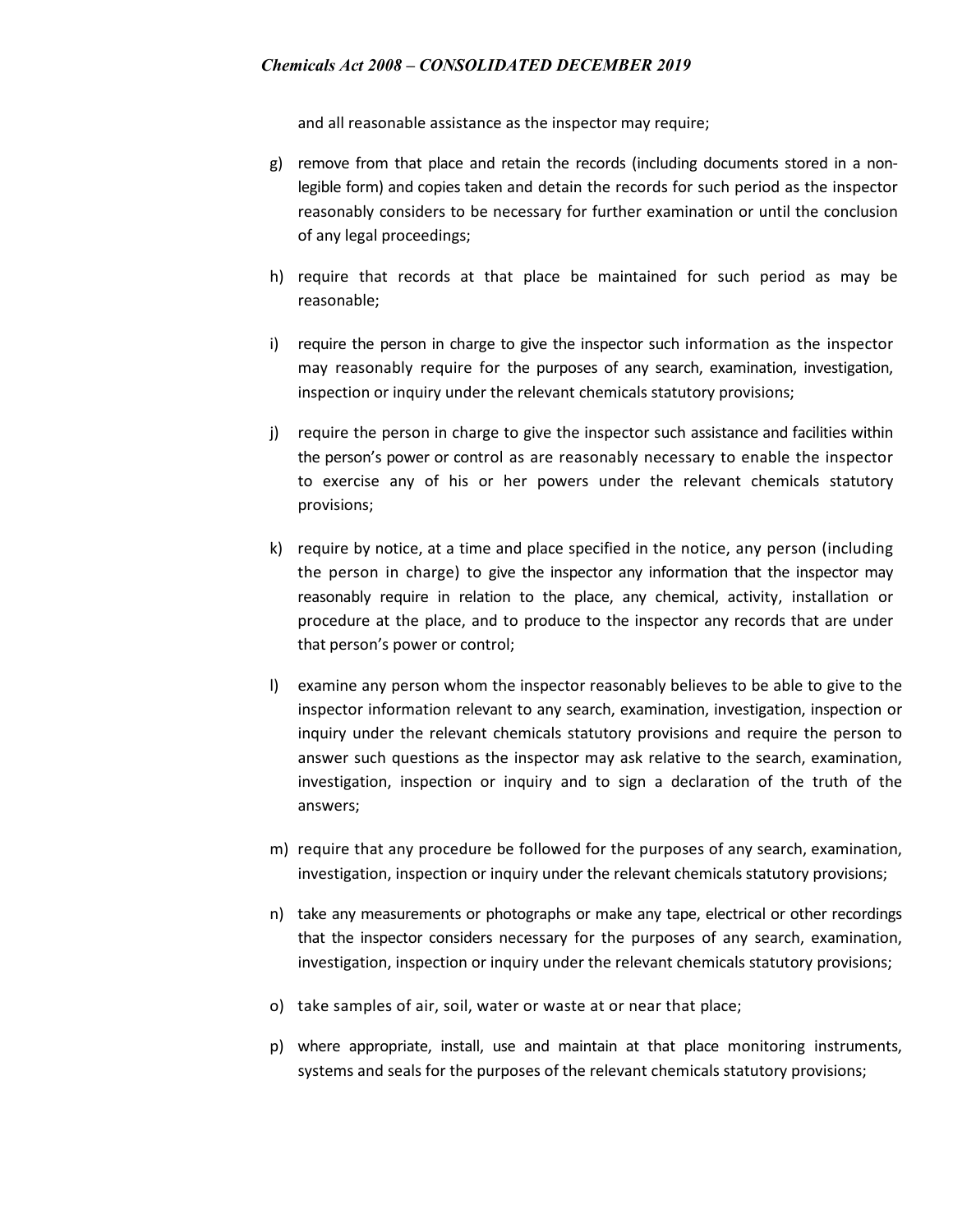and all reasonable assistance as the inspector may require;

g) remove from that place and retain the records (including documents stored in a non-legible form) and copies taken and detain the records for such period as the inspector reasonably considers to be necessary for further examination or until the conclusion of any legal proceedings;

h) require that records at that place be maintained for such period as may be reasonable;

i) require the person in charge to give the inspector such information as the inspector may reasonably require for the purposes of any search, examination, investigation, inspection or inquiry under the relevant chemicals statutory provisions;

j) require the person in charge to give the inspector such assistance and facilities within the person's power or control as are reasonably necessary to enable the inspector to exercise any of his or her powers under the relevant chemicals statutory provisions;

k) require by notice, at a time and place specified in the notice, any person (including the person in charge) to give the inspector any information that the inspector may reasonably require in relation to the place, any chemical, activity, installation or procedure at the place, and to produce to the inspector any records that are under that person's power or control;

l) examine any person whom the inspector reasonably believes to be able to give to the inspector information relevant to any search, examination, investigation, inspection or inquiry under the relevant chemicals statutory provisions and require the person to answer such questions as the inspector may ask relative to the search, examination, investigation, inspection or inquiry and to sign a declaration of the truth of the answers;

m) require that any procedure be followed for the purposes of any search, examination, investigation, inspection or inquiry under the relevant chemicals statutory provisions;

n) take any measurements or photographs or make any tape, electrical or other recordings that the inspector considers necessary for the purposes of any search, examination, investigation, inspection or inquiry under the relevant chemicals statutory provisions;

o) take samples of air, soil, water or waste at or near that place;

p) where appropriate, install, use and maintain at that place monitoring instruments, systems and seals for the purposes of the relevant chemicals statutory provisions;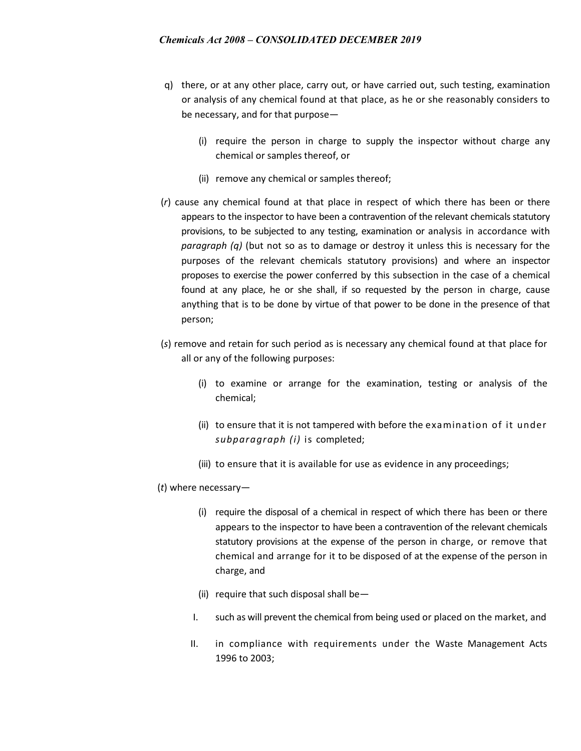q) there, or at any other place, carry out, or have carried out, such testing, examination or analysis of any chemical found at that place, as he or she reasonably considers to be necessary, and for that purpose—

  (i) require the person in charge to supply the inspector without charge any chemical or samples thereof, or

  (ii) remove any chemical or samples thereof;

(*r*) cause any chemical found at that place in respect of which there has been or there appears to the inspector to have been a contravention of the relevant chemicals statutory provisions, to be subjected to any testing, examination or analysis in accordance with *paragraph (q)* (but not so as to damage or destroy it unless this is necessary for the purposes of the relevant chemicals statutory provisions) and where an inspector proposes to exercise the power conferred by this subsection in the case of a chemical found at any place, he or she shall, if so requested by the person in charge, cause anything that is to be done by virtue of that power to be done in the presence of that person;

(*s*) remove and retain for such period as is necessary any chemical found at that place for all or any of the following purposes:

  (i) to examine or arrange for the examination, testing or analysis of the chemical;

  (ii) to ensure that it is not tampered with before the examination of it under *subparagraph (i)* is completed;

  (iii) to ensure that it is available for use as evidence in any proceedings;

(*t*) where necessary—

  (i) require the disposal of a chemical in respect of which there has been or there appears to the inspector to have been a contravention of the relevant chemicals statutory provisions at the expense of the person in charge, or remove that chemical and arrange for it to be disposed of at the expense of the person in charge, and

  (ii) require that such disposal shall be—

    I. such as will prevent the chemical from being used or placed on the market, and

    II. in compliance with requirements under the Waste Management Acts 1996 to 2003;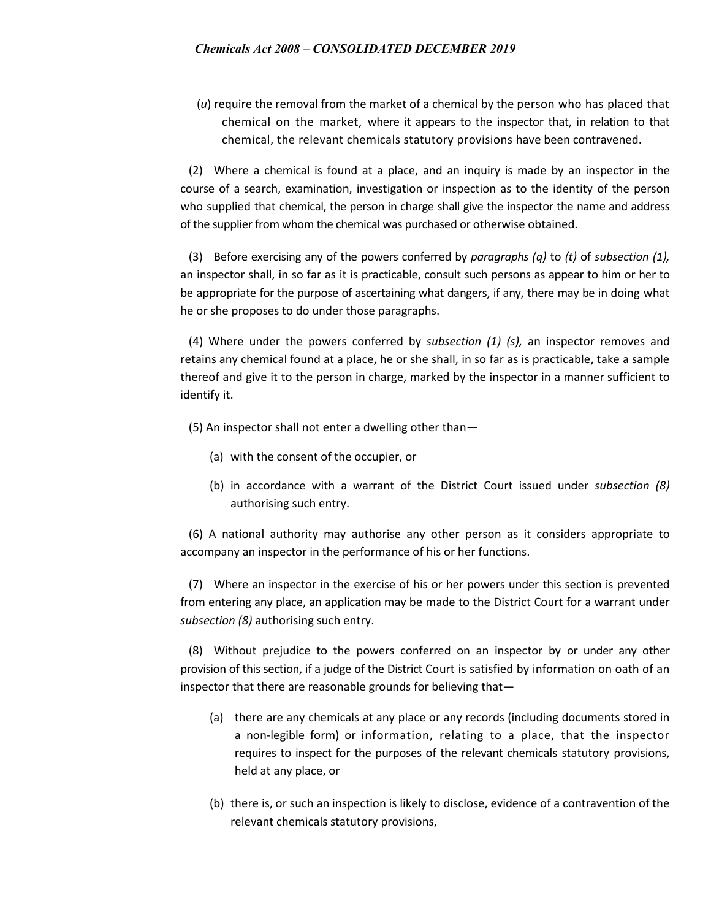(*u*) require the removal from the market of a chemical by the person who has placed that chemical on the market, where it appears to the inspector that, in relation to that chemical, the relevant chemicals statutory provisions have been contravened.

(2) Where a chemical is found at a place, and an inquiry is made by an inspector in the course of a search, examination, investigation or inspection as to the identity of the person who supplied that chemical, the person in charge shall give the inspector the name and address of the supplier from whom the chemical was purchased or otherwise obtained.

(3) Before exercising any of the powers conferred by *paragraphs (q)* to *(t)* of *subsection (1),* an inspector shall, in so far as it is practicable, consult such persons as appear to him or her to be appropriate for the purpose of ascertaining what dangers, if any, there may be in doing what he or she proposes to do under those paragraphs.

(4) Where under the powers conferred by *subsection (1) (s),* an inspector removes and retains any chemical found at a place, he or she shall, in so far as is practicable, take a sample thereof and give it to the person in charge, marked by the inspector in a manner sufficient to identify it.

(5) An inspector shall not enter a dwelling other than—

(a) with the consent of the occupier, or

(b) in accordance with a warrant of the District Court issued under *subsection (8)* authorising such entry.

(6) A national authority may authorise any other person as it considers appropriate to accompany an inspector in the performance of his or her functions.

(7) Where an inspector in the exercise of his or her powers under this section is prevented from entering any place, an application may be made to the District Court for a warrant under *subsection (8)* authorising such entry.

(8) Without prejudice to the powers conferred on an inspector by or under any other provision of this section, if a judge of the District Court is satisfied by information on oath of an inspector that there are reasonable grounds for believing that—

(a) there are any chemicals at any place or any records (including documents stored in a non-legible form) or information, relating to a place, that the inspector requires to inspect for the purposes of the relevant chemicals statutory provisions, held at any place, or

(b) there is, or such an inspection is likely to disclose, evidence of a contravention of the relevant chemicals statutory provisions,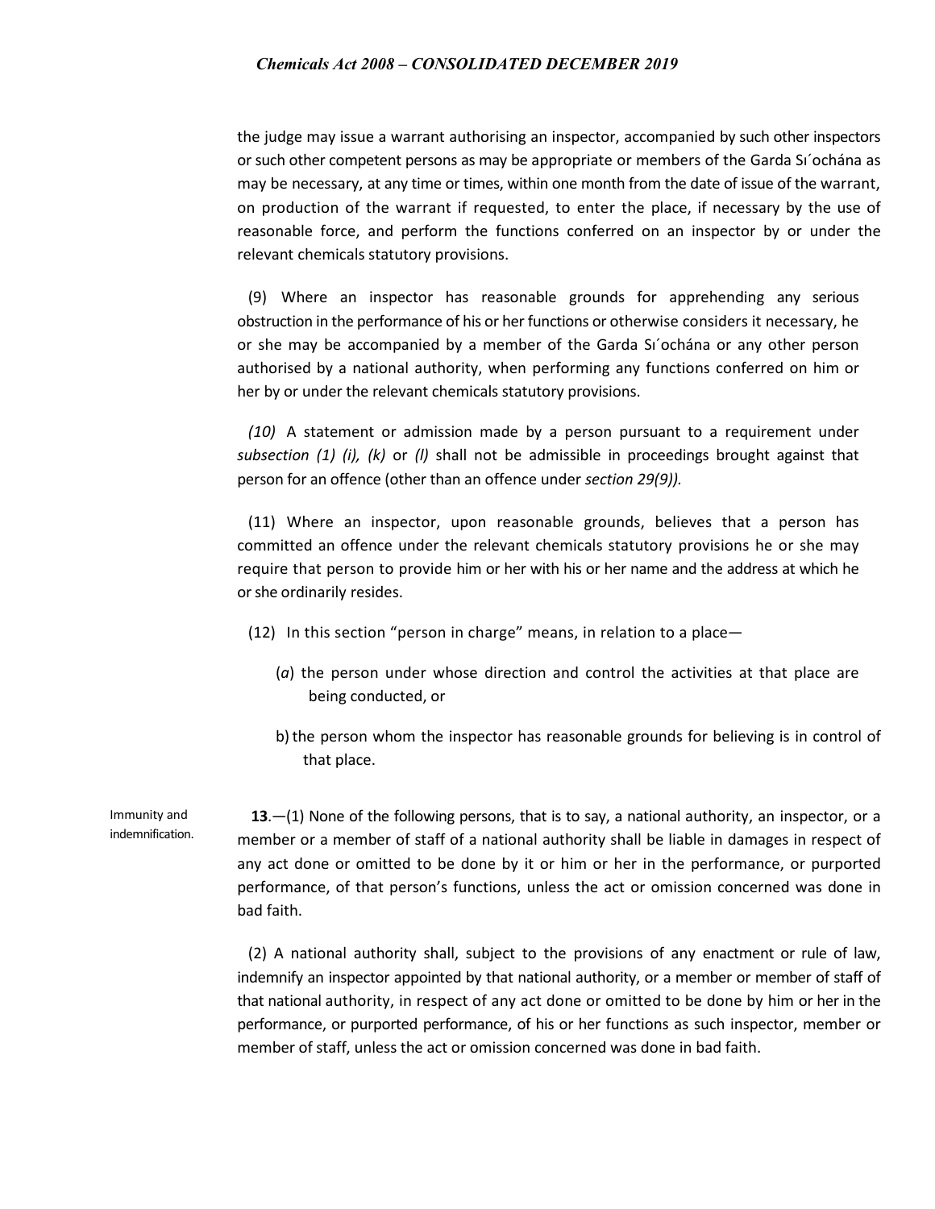the judge may issue a warrant authorising an inspector, accompanied by such other inspectors or such other competent persons as may be appropriate or members of the Garda Síochána as may be necessary, at any time or times, within one month from the date of issue of the warrant, on production of the warrant if requested, to enter the place, if necessary by the use of reasonable force, and perform the functions conferred on an inspector by or under the relevant chemicals statutory provisions.

(9) Where an inspector has reasonable grounds for apprehending any serious obstruction in the performance of his or her functions or otherwise considers it necessary, he or she may be accompanied by a member of the Garda Síochána or any other person authorised by a national authority, when performing any functions conferred on him or her by or under the relevant chemicals statutory provisions.

*(10)* A statement or admission made by a person pursuant to a requirement under *subsection (1) (i), (k)* or *(l)* shall not be admissible in proceedings brought against that person for an offence (other than an offence under *section 29(9)).*

(11) Where an inspector, upon reasonable grounds, believes that a person has committed an offence under the relevant chemicals statutory provisions he or she may require that person to provide him or her with his or her name and the address at which he or she ordinarily resides.

(12) In this section "person in charge" means, in relation to a place—

(*a*) the person under whose direction and control the activities at that place are being conducted, or

b) the person whom the inspector has reasonable grounds for believing is in control of that place.

Immunity and indemnification.

**13**.—(1) None of the following persons, that is to say, a national authority, an inspector, or a member or a member of staff of a national authority shall be liable in damages in respect of any act done or omitted to be done by it or him or her in the performance, or purported performance, of that person's functions, unless the act or omission concerned was done in bad faith.

(2) A national authority shall, subject to the provisions of any enactment or rule of law, indemnify an inspector appointed by that national authority, or a member or member of staff of that national authority, in respect of any act done or omitted to be done by him or her in the performance, or purported performance, of his or her functions as such inspector, member or member of staff, unless the act or omission concerned was done in bad faith.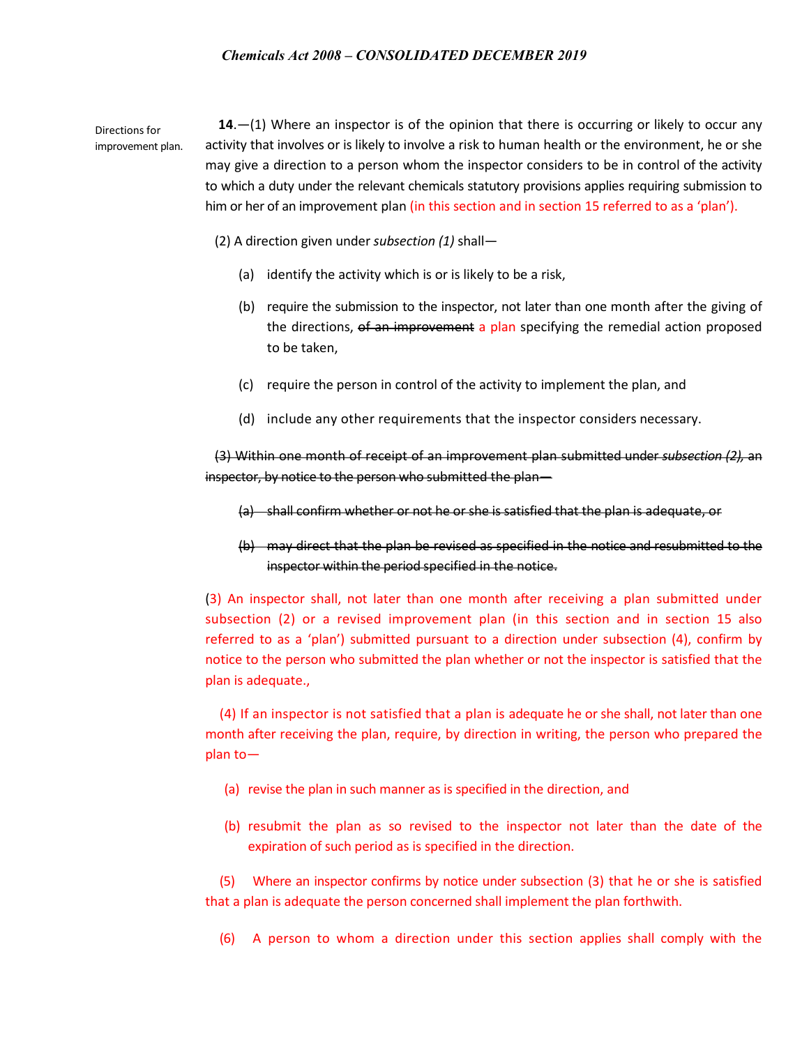Directions for improvement plan.

**14**.—(1) Where an inspector is of the opinion that there is occurring or likely to occur any activity that involves or is likely to involve a risk to human health or the environment, he or she may give a direction to a person whom the inspector considers to be in control of the activity to which a duty under the relevant chemicals statutory provisions applies requiring submission to him or her of an improvement plan (in this section and in section 15 referred to as a 'plan').

(2) A direction given under *subsection (1)* shall—

(a) identify the activity which is or is likely to be a risk,

(b) require the submission to the inspector, not later than one month after the giving of the directions, ~~of an improvement~~ a plan specifying the remedial action proposed to be taken,

(c) require the person in control of the activity to implement the plan, and

(d) include any other requirements that the inspector considers necessary.

~~(3) Within one month of receipt of an improvement plan submitted under *subsection (2)*, an inspector, by notice to the person who submitted the plan—~~

~~(a) shall confirm whether or not he or she is satisfied that the plan is adequate, or~~

~~(b) may direct that the plan be revised as specified in the notice and resubmitted to the inspector within the period specified in the notice.~~

(3) An inspector shall, not later than one month after receiving a plan submitted under subsection (2) or a revised improvement plan (in this section and in section 15 also referred to as a 'plan') submitted pursuant to a direction under subsection (4), confirm by notice to the person who submitted the plan whether or not the inspector is satisfied that the plan is adequate.,

(4) If an inspector is not satisfied that a plan is adequate he or she shall, not later than one month after receiving the plan, require, by direction in writing, the person who prepared the plan to—

(a) revise the plan in such manner as is specified in the direction, and

(b) resubmit the plan as so revised to the inspector not later than the date of the expiration of such period as is specified in the direction.

(5) Where an inspector confirms by notice under subsection (3) that he or she is satisfied that a plan is adequate the person concerned shall implement the plan forthwith.

(6) A person to whom a direction under this section applies shall comply with the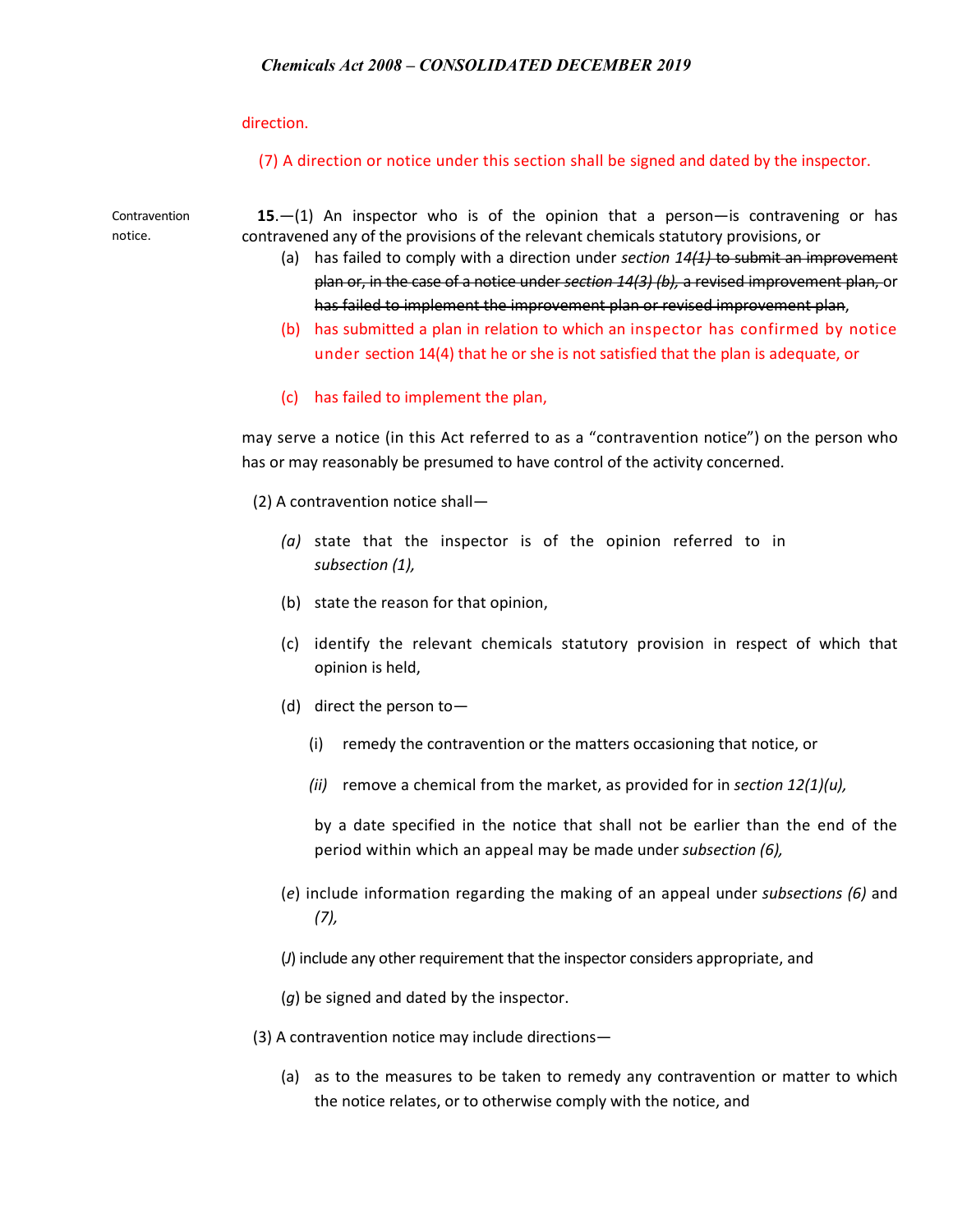direction.

(7) A direction or notice under this section shall be signed and dated by the inspector.

Contravention notice.

**15**.—(1) An inspector who is of the opinion that a person—is contravening or has contravened any of the provisions of the relevant chemicals statutory provisions, or

- (a) has failed to comply with a direction under *section 14(1)* ~~to submit an improvement plan or, in the case of a notice under *section 14(3) (b)*, a revised improvement plan,~~ or ~~has failed to implement the improvement plan or revised improvement plan~~,
- (b) has submitted a plan in relation to which an inspector has confirmed by notice under section 14(4) that he or she is not satisfied that the plan is adequate, or
- (c) has failed to implement the plan,

may serve a notice (in this Act referred to as a "contravention notice") on the person who has or may reasonably be presumed to have control of the activity concerned.

(2) A contravention notice shall—

- *(a)* state that the inspector is of the opinion referred to in *subsection (1),*
- (b) state the reason for that opinion,
- (c) identify the relevant chemicals statutory provision in respect of which that opinion is held,
- (d) direct the person to—
  - (i) remedy the contravention or the matters occasioning that notice, or
  - *(ii)* remove a chemical from the market, as provided for in *section 12(1)(u),*

  by a date specified in the notice that shall not be earlier than the end of the period within which an appeal may be made under *subsection (6),*
- (*e*) include information regarding the making of an appeal under *subsections (6)* and *(7),*
- (*J*) include any other requirement that the inspector considers appropriate, and
- (*g*) be signed and dated by the inspector.

(3) A contravention notice may include directions—

- (a) as to the measures to be taken to remedy any contravention or matter to which the notice relates, or to otherwise comply with the notice, and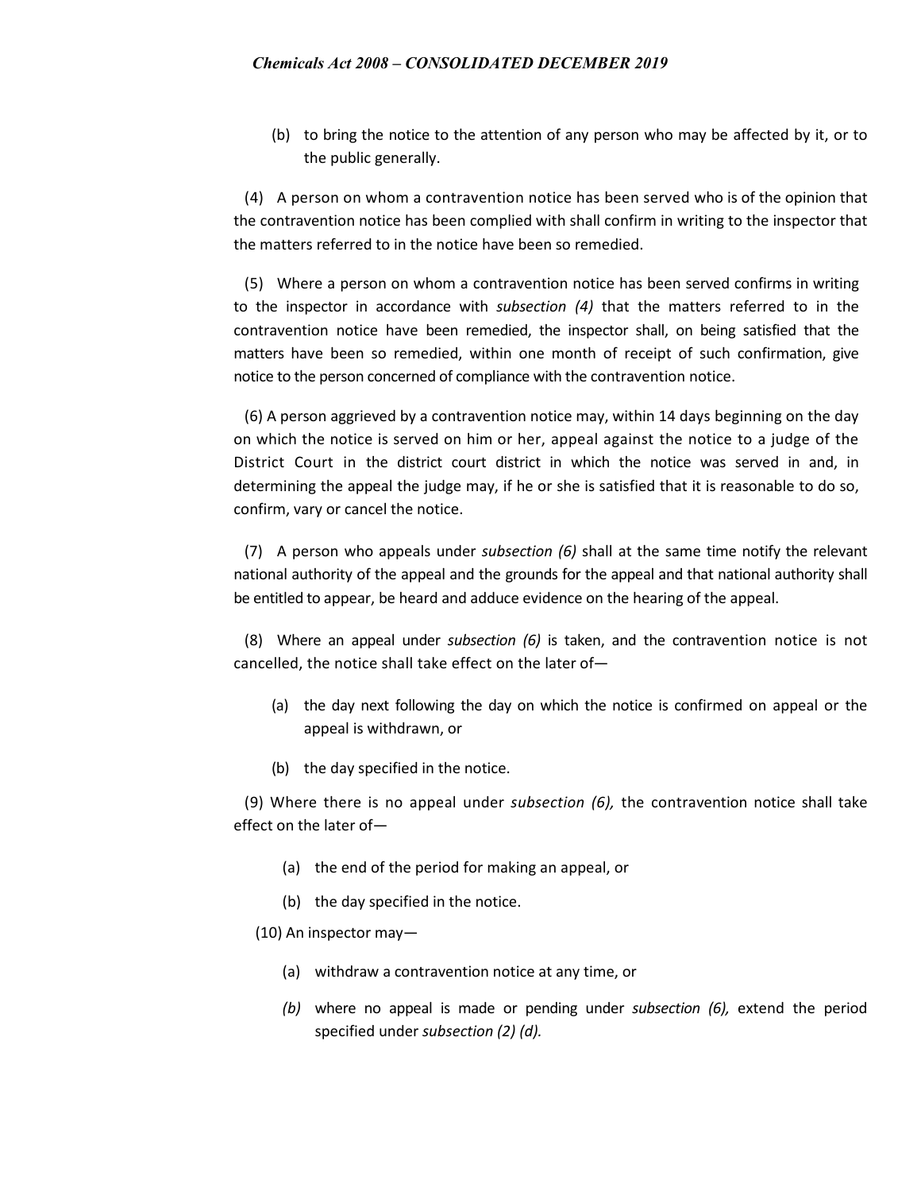(b) to bring the notice to the attention of any person who may be affected by it, or to the public generally.

(4) A person on whom a contravention notice has been served who is of the opinion that the contravention notice has been complied with shall confirm in writing to the inspector that the matters referred to in the notice have been so remedied.

(5) Where a person on whom a contravention notice has been served confirms in writing to the inspector in accordance with *subsection (4)* that the matters referred to in the contravention notice have been remedied, the inspector shall, on being satisfied that the matters have been so remedied, within one month of receipt of such confirmation, give notice to the person concerned of compliance with the contravention notice.

(6) A person aggrieved by a contravention notice may, within 14 days beginning on the day on which the notice is served on him or her, appeal against the notice to a judge of the District Court in the district court district in which the notice was served in and, in determining the appeal the judge may, if he or she is satisfied that it is reasonable to do so, confirm, vary or cancel the notice.

(7) A person who appeals under *subsection (6)* shall at the same time notify the relevant national authority of the appeal and the grounds for the appeal and that national authority shall be entitled to appear, be heard and adduce evidence on the hearing of the appeal.

(8) Where an appeal under *subsection (6)* is taken, and the contravention notice is not cancelled, the notice shall take effect on the later of—

(a) the day next following the day on which the notice is confirmed on appeal or the appeal is withdrawn, or

(b) the day specified in the notice.

(9) Where there is no appeal under *subsection (6),* the contravention notice shall take effect on the later of—

(a) the end of the period for making an appeal, or

(b) the day specified in the notice.

(10) An inspector may—

(a) withdraw a contravention notice at any time, or

*(b)* where no appeal is made or pending under *subsection (6),* extend the period specified under *subsection (2) (d).*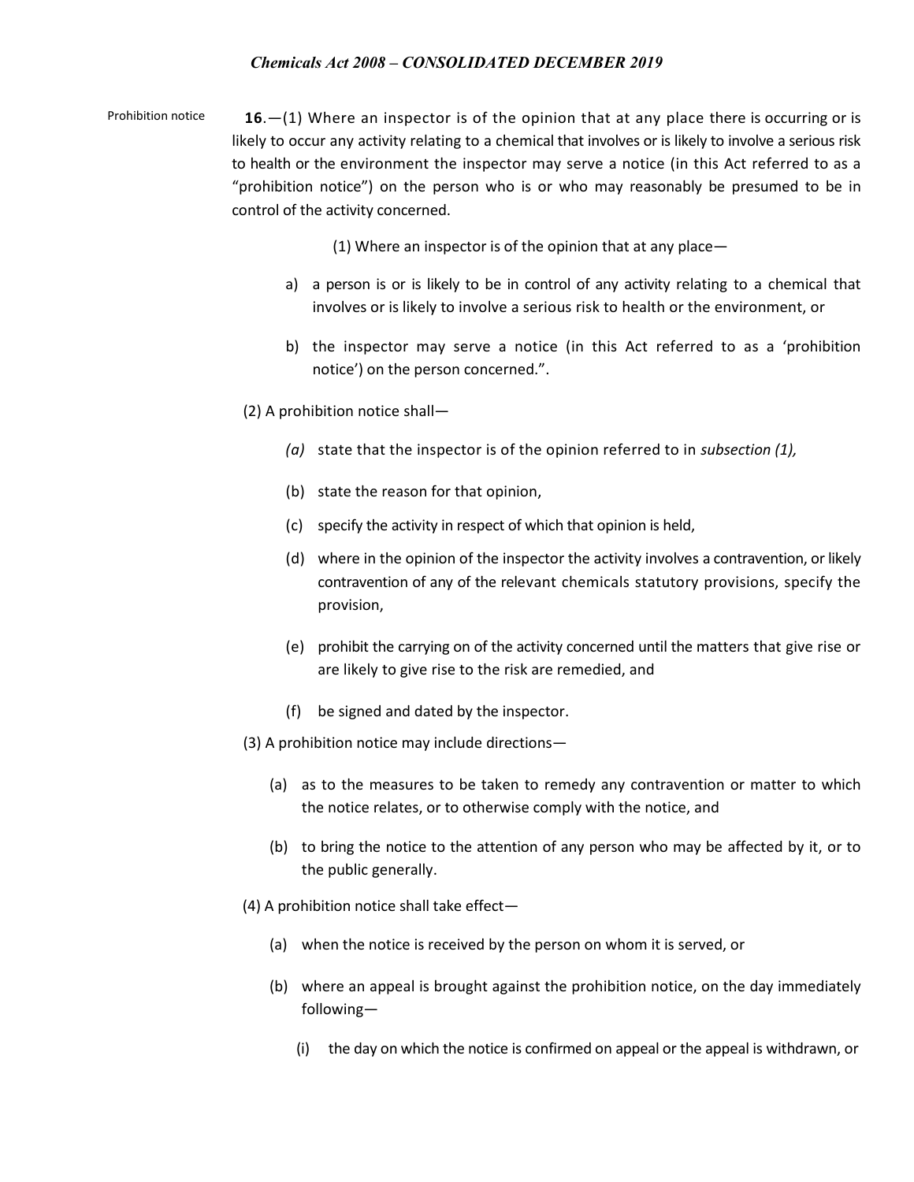Prohibition notice

**16**.—(1) Where an inspector is of the opinion that at any place there is occurring or is likely to occur any activity relating to a chemical that involves or is likely to involve a serious risk to health or the environment the inspector may serve a notice (in this Act referred to as a "prohibition notice") on the person who is or who may reasonably be presumed to be in control of the activity concerned.

(1) Where an inspector is of the opinion that at any place—

a) a person is or is likely to be in control of any activity relating to a chemical that involves or is likely to involve a serious risk to health or the environment, or

b) the inspector may serve a notice (in this Act referred to as a 'prohibition notice') on the person concerned.".

(2) A prohibition notice shall—

*(a)* state that the inspector is of the opinion referred to in *subsection (1),*

(b) state the reason for that opinion,

(c) specify the activity in respect of which that opinion is held,

(d) where in the opinion of the inspector the activity involves a contravention, or likely contravention of any of the relevant chemicals statutory provisions, specify the provision,

(e) prohibit the carrying on of the activity concerned until the matters that give rise or are likely to give rise to the risk are remedied, and

(f) be signed and dated by the inspector.

(3) A prohibition notice may include directions—

(a) as to the measures to be taken to remedy any contravention or matter to which the notice relates, or to otherwise comply with the notice, and

(b) to bring the notice to the attention of any person who may be affected by it, or to the public generally.

(4) A prohibition notice shall take effect—

(a) when the notice is received by the person on whom it is served, or

(b) where an appeal is brought against the prohibition notice, on the day immediately following—

(i) the day on which the notice is confirmed on appeal or the appeal is withdrawn, or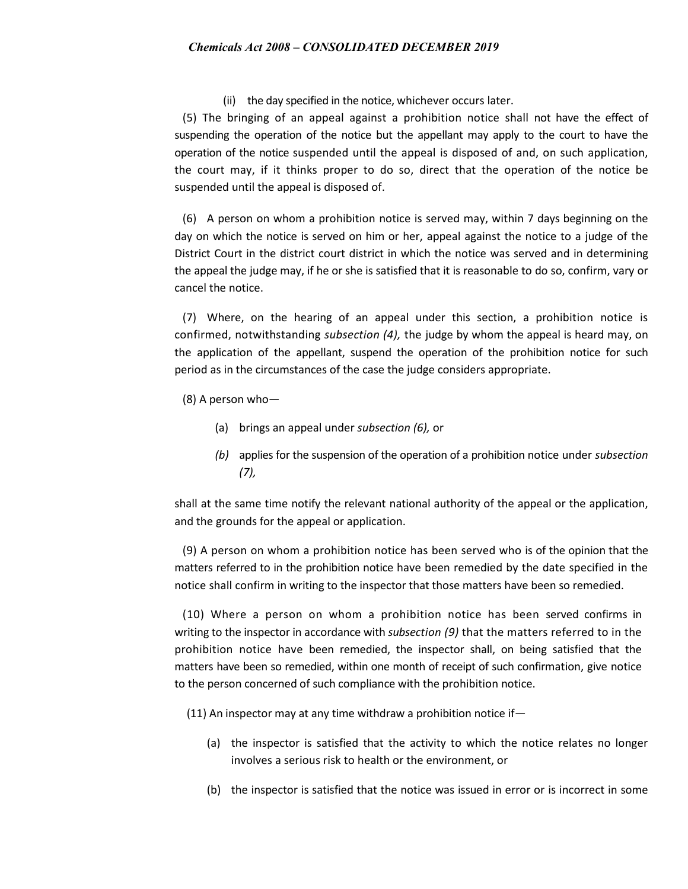(ii) the day specified in the notice, whichever occurs later.

(5) The bringing of an appeal against a prohibition notice shall not have the effect of suspending the operation of the notice but the appellant may apply to the court to have the operation of the notice suspended until the appeal is disposed of and, on such application, the court may, if it thinks proper to do so, direct that the operation of the notice be suspended until the appeal is disposed of.

(6) A person on whom a prohibition notice is served may, within 7 days beginning on the day on which the notice is served on him or her, appeal against the notice to a judge of the District Court in the district court district in which the notice was served and in determining the appeal the judge may, if he or she is satisfied that it is reasonable to do so, confirm, vary or cancel the notice.

(7) Where, on the hearing of an appeal under this section, a prohibition notice is confirmed, notwithstanding *subsection (4),* the judge by whom the appeal is heard may, on the application of the appellant, suspend the operation of the prohibition notice for such period as in the circumstances of the case the judge considers appropriate.

(8) A person who—

- (a) brings an appeal under *subsection (6),* or
- *(b)* applies for the suspension of the operation of a prohibition notice under *subsection (7),*

shall at the same time notify the relevant national authority of the appeal or the application, and the grounds for the appeal or application.

(9) A person on whom a prohibition notice has been served who is of the opinion that the matters referred to in the prohibition notice have been remedied by the date specified in the notice shall confirm in writing to the inspector that those matters have been so remedied.

(10) Where a person on whom a prohibition notice has been served confirms in writing to the inspector in accordance with *subsection (9)* that the matters referred to in the prohibition notice have been remedied, the inspector shall, on being satisfied that the matters have been so remedied, within one month of receipt of such confirmation, give notice to the person concerned of such compliance with the prohibition notice.

(11) An inspector may at any time withdraw a prohibition notice if—

- (a) the inspector is satisfied that the activity to which the notice relates no longer involves a serious risk to health or the environment, or
- (b) the inspector is satisfied that the notice was issued in error or is incorrect in some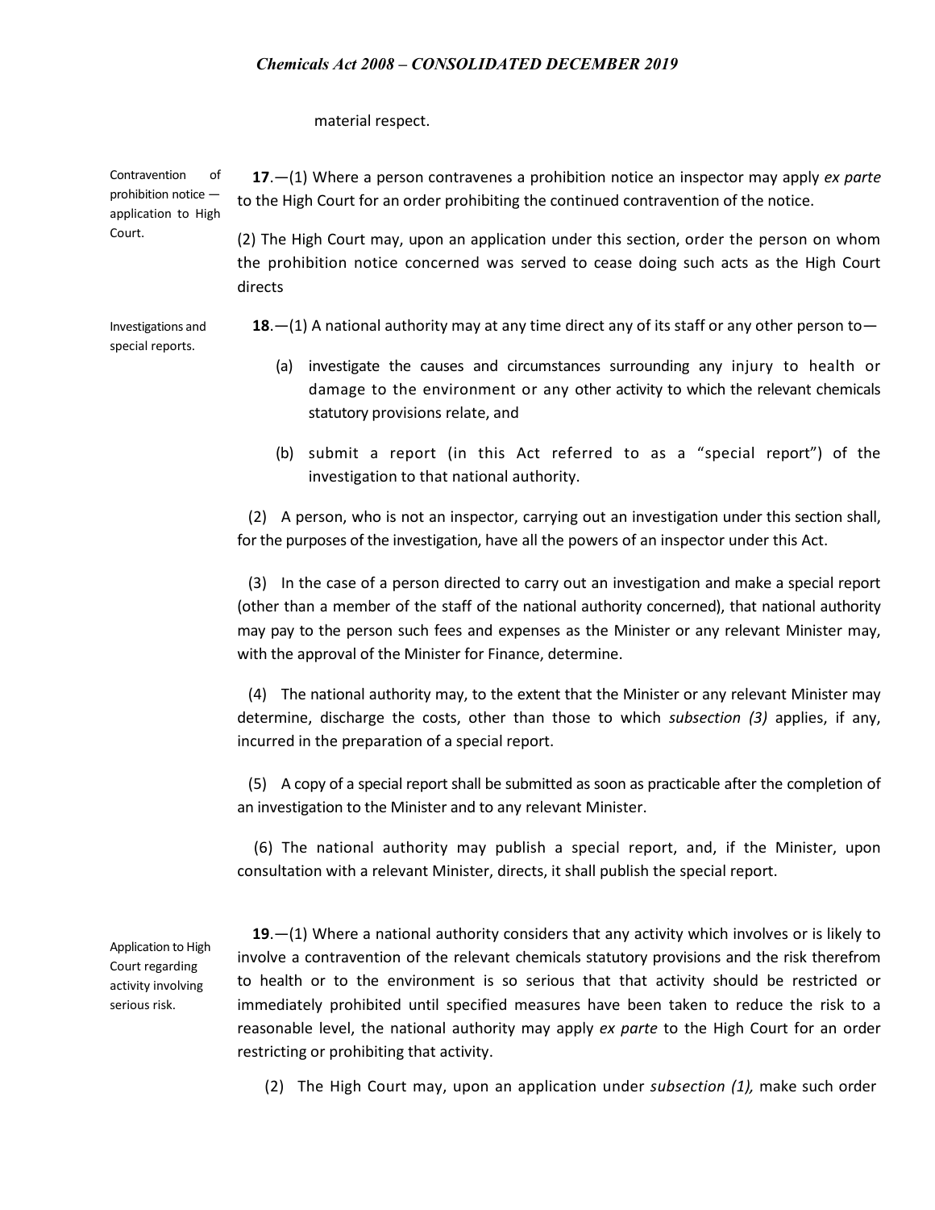material respect.

Contravention of prohibition notice — application to High Court.

**17**.—(1) Where a person contravenes a prohibition notice an inspector may apply *ex parte* to the High Court for an order prohibiting the continued contravention of the notice.

(2) The High Court may, upon an application under this section, order the person on whom the prohibition notice concerned was served to cease doing such acts as the High Court directs

Investigations and special reports.

**18**.—(1) A national authority may at any time direct any of its staff or any other person to—

(a) investigate the causes and circumstances surrounding any injury to health or damage to the environment or any other activity to which the relevant chemicals statutory provisions relate, and

(b) submit a report (in this Act referred to as a "special report") of the investigation to that national authority.

(2) A person, who is not an inspector, carrying out an investigation under this section shall, for the purposes of the investigation, have all the powers of an inspector under this Act.

(3) In the case of a person directed to carry out an investigation and make a special report (other than a member of the staff of the national authority concerned), that national authority may pay to the person such fees and expenses as the Minister or any relevant Minister may, with the approval of the Minister for Finance, determine.

(4) The national authority may, to the extent that the Minister or any relevant Minister may determine, discharge the costs, other than those to which *subsection (3)* applies, if any, incurred in the preparation of a special report.

(5) A copy of a special report shall be submitted as soon as practicable after the completion of an investigation to the Minister and to any relevant Minister.

(6) The national authority may publish a special report, and, if the Minister, upon consultation with a relevant Minister, directs, it shall publish the special report.

Application to High Court regarding activity involving serious risk.

**19**.—(1) Where a national authority considers that any activity which involves or is likely to involve a contravention of the relevant chemicals statutory provisions and the risk therefrom to health or to the environment is so serious that that activity should be restricted or immediately prohibited until specified measures have been taken to reduce the risk to a reasonable level, the national authority may apply *ex parte* to the High Court for an order restricting or prohibiting that activity.

(2) The High Court may, upon an application under *subsection (1),* make such order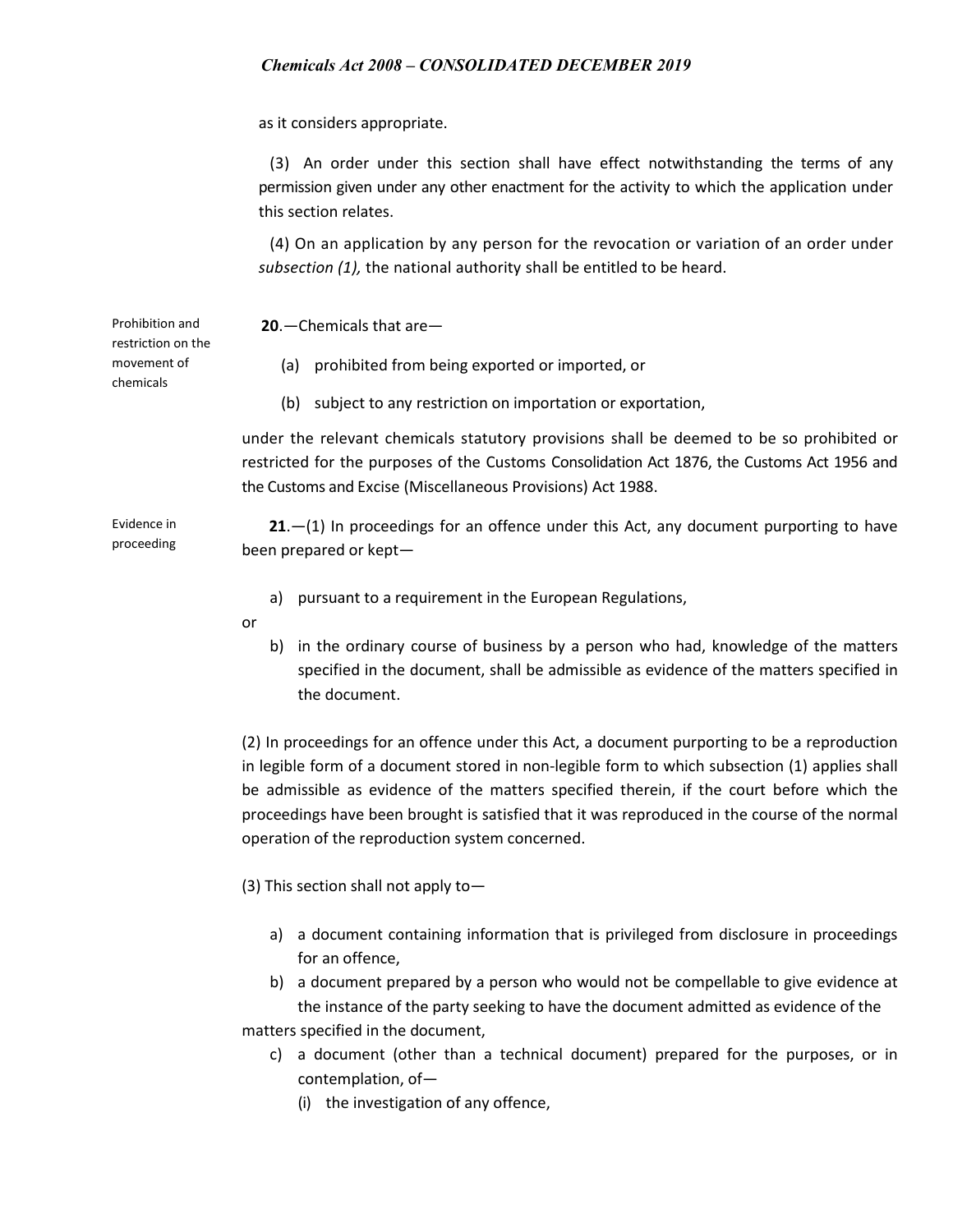as it considers appropriate.

(3) An order under this section shall have effect notwithstanding the terms of any permission given under any other enactment for the activity to which the application under this section relates.

(4) On an application by any person for the revocation or variation of an order under *subsection (1),* the national authority shall be entitled to be heard.

Prohibition and restriction on the movement of chemicals

**20**.—Chemicals that are—

(a) prohibited from being exported or imported, or

(b) subject to any restriction on importation or exportation,

under the relevant chemicals statutory provisions shall be deemed to be so prohibited or restricted for the purposes of the Customs Consolidation Act 1876, the Customs Act 1956 and the Customs and Excise (Miscellaneous Provisions) Act 1988.

Evidence in proceeding

**21**.—(1) In proceedings for an offence under this Act, any document purporting to have been prepared or kept—

a) pursuant to a requirement in the European Regulations,

or

b) in the ordinary course of business by a person who had, knowledge of the matters specified in the document, shall be admissible as evidence of the matters specified in the document.

(2) In proceedings for an offence under this Act, a document purporting to be a reproduction in legible form of a document stored in non-legible form to which subsection (1) applies shall be admissible as evidence of the matters specified therein, if the court before which the proceedings have been brought is satisfied that it was reproduced in the course of the normal operation of the reproduction system concerned.

(3) This section shall not apply to—

a) a document containing information that is privileged from disclosure in proceedings for an offence,

b) a document prepared by a person who would not be compellable to give evidence at the instance of the party seeking to have the document admitted as evidence of the matters specified in the document,

c) a document (other than a technical document) prepared for the purposes, or in contemplation, of—

   (i) the investigation of any offence,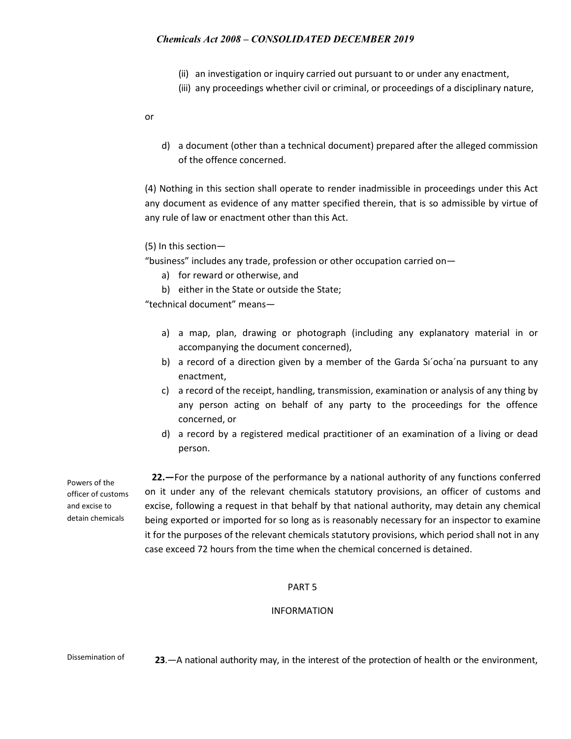(ii) an investigation or inquiry carried out pursuant to or under any enactment,

(iii) any proceedings whether civil or criminal, or proceedings of a disciplinary nature,

or

d) a document (other than a technical document) prepared after the alleged commission of the offence concerned.

(4) Nothing in this section shall operate to render inadmissible in proceedings under this Act any document as evidence of any matter specified therein, that is so admissible by virtue of any rule of law or enactment other than this Act.

(5) In this section—

"business" includes any trade, profession or other occupation carried on—

a) for reward or otherwise, and
b) either in the State or outside the State;

"technical document" means—

a) a map, plan, drawing or photograph (including any explanatory material in or accompanying the document concerned),
b) a record of a direction given by a member of the Garda Sı´ocha´na pursuant to any enactment,
c) a record of the receipt, handling, transmission, examination or analysis of any thing by any person acting on behalf of any party to the proceedings for the offence concerned, or
d) a record by a registered medical practitioner of an examination of a living or dead person.

Powers of the officer of customs and excise to detain chemicals

**22.—**For the purpose of the performance by a national authority of any functions conferred on it under any of the relevant chemicals statutory provisions, an officer of customs and excise, following a request in that behalf by that national authority, may detain any chemical being exported or imported for so long as is reasonably necessary for an inspector to examine it for the purposes of the relevant chemicals statutory provisions, which period shall not in any case exceed 72 hours from the time when the chemical concerned is detained.

PART 5

INFORMATION

Dissemination of

**23**.—A national authority may, in the interest of the protection of health or the environment,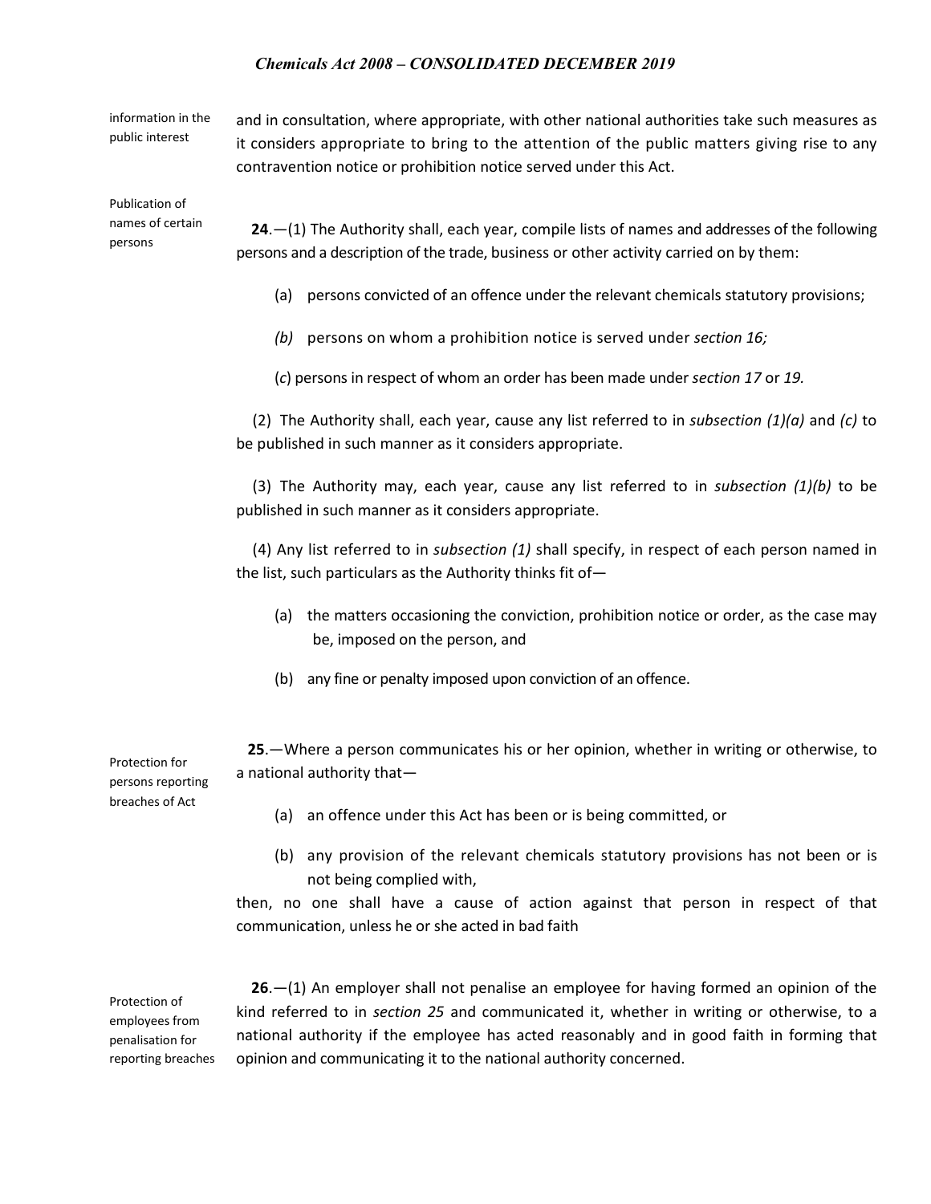information in the public interest

and in consultation, where appropriate, with other national authorities take such measures as it considers appropriate to bring to the attention of the public matters giving rise to any contravention notice or prohibition notice served under this Act.

Publication of names of certain persons

**24**.—(1) The Authority shall, each year, compile lists of names and addresses of the following persons and a description of the trade, business or other activity carried on by them:

(a) persons convicted of an offence under the relevant chemicals statutory provisions;

*(b)* persons on whom a prohibition notice is served under *section 16;*

(*c*) persons in respect of whom an order has been made under *section 17* or *19.*

(2) The Authority shall, each year, cause any list referred to in *subsection (1)(a)* and *(c)* to be published in such manner as it considers appropriate.

(3) The Authority may, each year, cause any list referred to in *subsection (1)(b)* to be published in such manner as it considers appropriate.

(4) Any list referred to in *subsection (1)* shall specify, in respect of each person named in the list, such particulars as the Authority thinks fit of—

(a) the matters occasioning the conviction, prohibition notice or order, as the case may be, imposed on the person, and

(b) any fine or penalty imposed upon conviction of an offence.

Protection for persons reporting breaches of Act

**25**.—Where a person communicates his or her opinion, whether in writing or otherwise, to a national authority that—

(a) an offence under this Act has been or is being committed, or

(b) any provision of the relevant chemicals statutory provisions has not been or is not being complied with,

then, no one shall have a cause of action against that person in respect of that communication, unless he or she acted in bad faith

Protection of employees from penalisation for reporting breaches

**26**.—(1) An employer shall not penalise an employee for having formed an opinion of the kind referred to in *section 25* and communicated it, whether in writing or otherwise, to a national authority if the employee has acted reasonably and in good faith in forming that opinion and communicating it to the national authority concerned.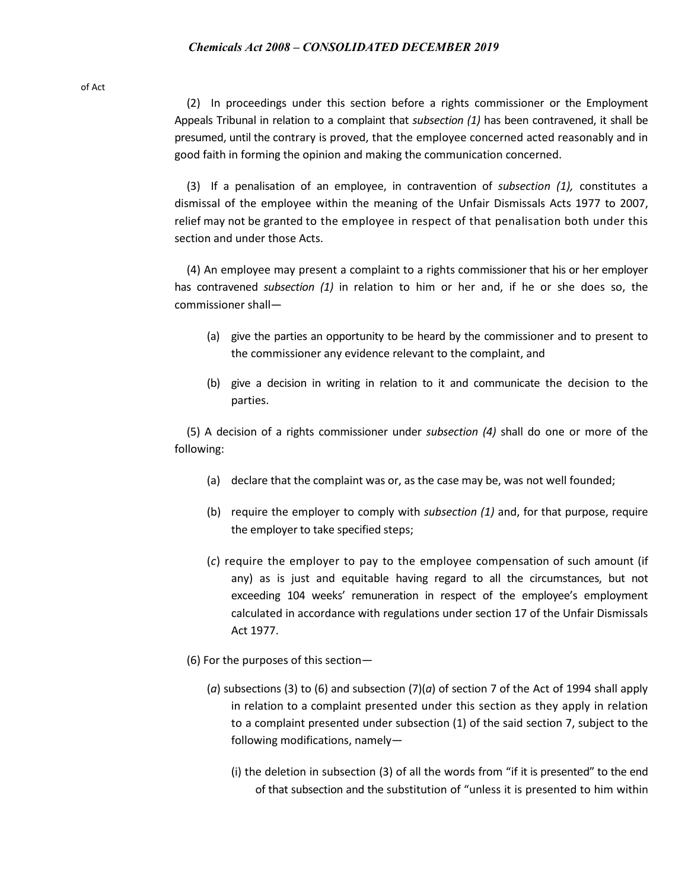of Act

(2) In proceedings under this section before a rights commissioner or the Employment Appeals Tribunal in relation to a complaint that *subsection (1)* has been contravened, it shall be presumed, until the contrary is proved, that the employee concerned acted reasonably and in good faith in forming the opinion and making the communication concerned.

(3) If a penalisation of an employee, in contravention of *subsection (1),* constitutes a dismissal of the employee within the meaning of the Unfair Dismissals Acts 1977 to 2007, relief may not be granted to the employee in respect of that penalisation both under this section and under those Acts.

(4) An employee may present a complaint to a rights commissioner that his or her employer has contravened *subsection (1)* in relation to him or her and, if he or she does so, the commissioner shall—

(a) give the parties an opportunity to be heard by the commissioner and to present to the commissioner any evidence relevant to the complaint, and

(b) give a decision in writing in relation to it and communicate the decision to the parties.

(5) A decision of a rights commissioner under *subsection (4)* shall do one or more of the following:

(a) declare that the complaint was or, as the case may be, was not well founded;

(b) require the employer to comply with *subsection (1)* and, for that purpose, require the employer to take specified steps;

(*c*) require the employer to pay to the employee compensation of such amount (if any) as is just and equitable having regard to all the circumstances, but not exceeding 104 weeks' remuneration in respect of the employee's employment calculated in accordance with regulations under section 17 of the Unfair Dismissals Act 1977.

(6) For the purposes of this section—

(*a*) subsections (3) to (6) and subsection (7)(*a*) of section 7 of the Act of 1994 shall apply in relation to a complaint presented under this section as they apply in relation to a complaint presented under subsection (1) of the said section 7, subject to the following modifications, namely—

(i) the deletion in subsection (3) of all the words from "if it is presented" to the end of that subsection and the substitution of "unless it is presented to him within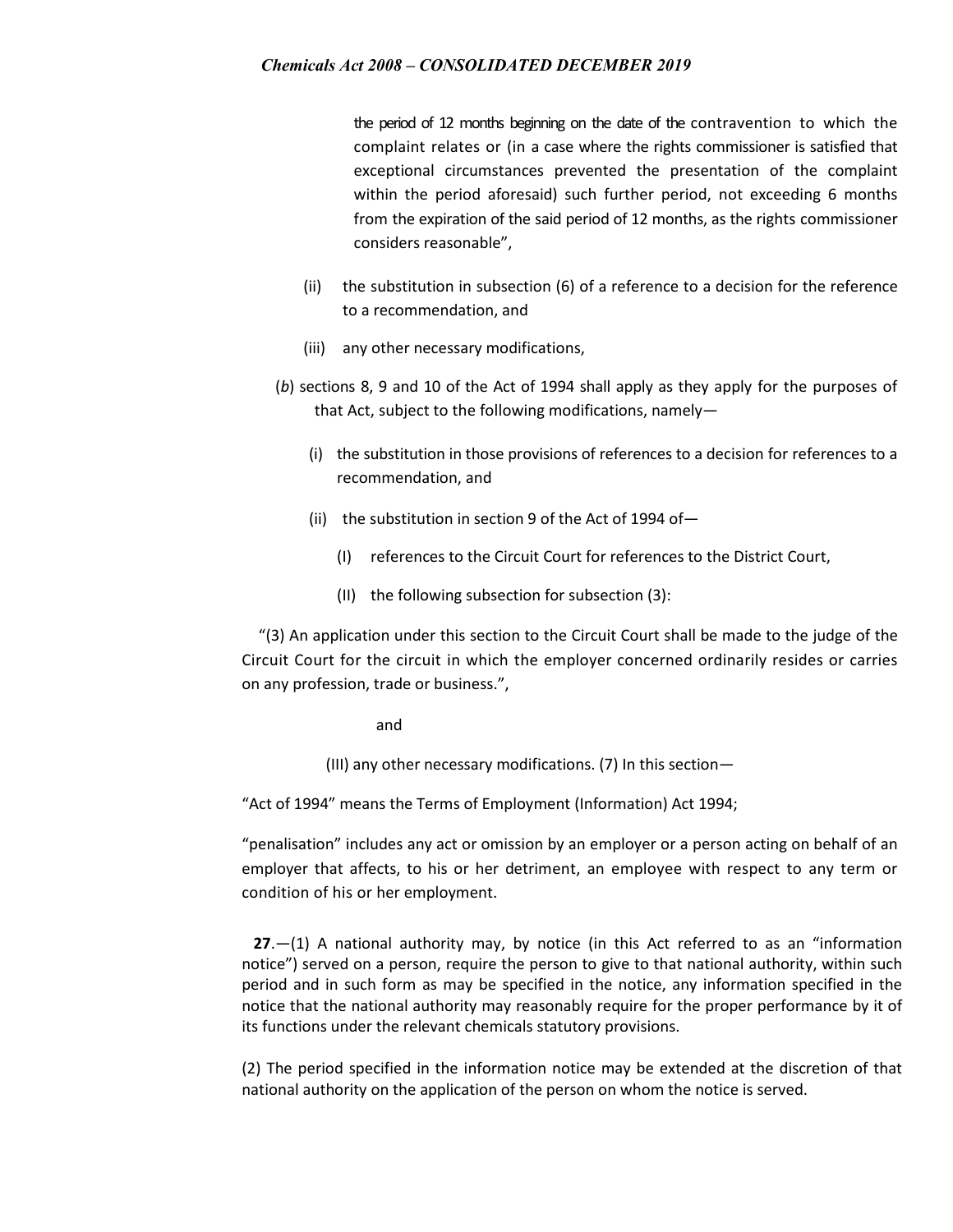the period of 12 months beginning on the date of the contravention to which the complaint relates or (in a case where the rights commissioner is satisfied that exceptional circumstances prevented the presentation of the complaint within the period aforesaid) such further period, not exceeding 6 months from the expiration of the said period of 12 months, as the rights commissioner considers reasonable",

(ii) the substitution in subsection (6) of a reference to a decision for the reference to a recommendation, and

(iii) any other necessary modifications,

(*b*) sections 8, 9 and 10 of the Act of 1994 shall apply as they apply for the purposes of that Act, subject to the following modifications, namely—

(i) the substitution in those provisions of references to a decision for references to a recommendation, and

(ii) the substitution in section 9 of the Act of 1994 of—

(I) references to the Circuit Court for references to the District Court,

(II) the following subsection for subsection (3):

"(3) An application under this section to the Circuit Court shall be made to the judge of the Circuit Court for the circuit in which the employer concerned ordinarily resides or carries on any profession, trade or business.",

and

(III) any other necessary modifications. (7) In this section—

"Act of 1994" means the Terms of Employment (Information) Act 1994;

"penalisation" includes any act or omission by an employer or a person acting on behalf of an employer that affects, to his or her detriment, an employee with respect to any term or condition of his or her employment.

**27**.—(1) A national authority may, by notice (in this Act referred to as an "information notice") served on a person, require the person to give to that national authority, within such period and in such form as may be specified in the notice, any information specified in the notice that the national authority may reasonably require for the proper performance by it of its functions under the relevant chemicals statutory provisions.

(2) The period specified in the information notice may be extended at the discretion of that national authority on the application of the person on whom the notice is served.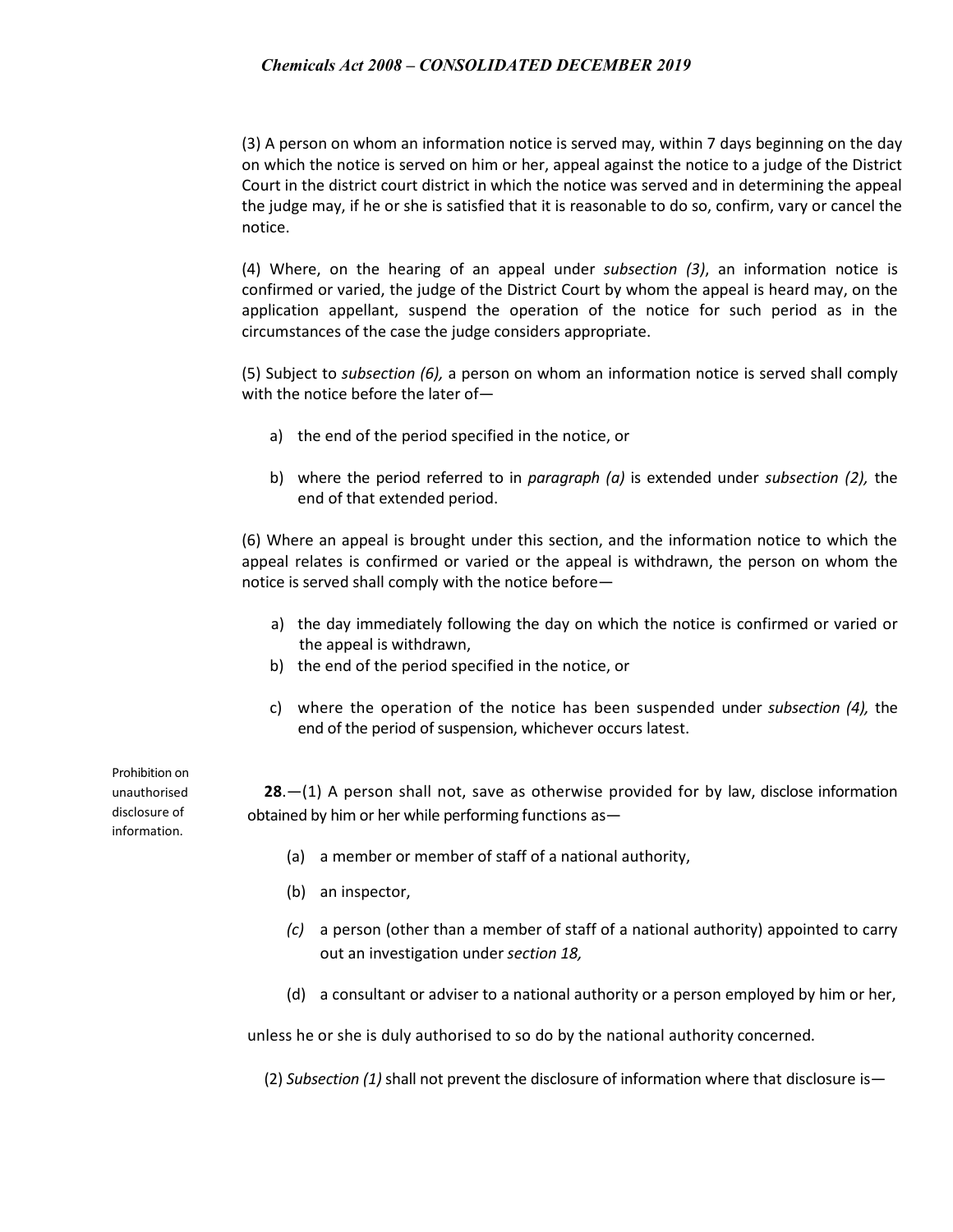(3) A person on whom an information notice is served may, within 7 days beginning on the day on which the notice is served on him or her, appeal against the notice to a judge of the District Court in the district court district in which the notice was served and in determining the appeal the judge may, if he or she is satisfied that it is reasonable to do so, confirm, vary or cancel the notice.

(4) Where, on the hearing of an appeal under *subsection (3)*, an information notice is confirmed or varied, the judge of the District Court by whom the appeal is heard may, on the application appellant, suspend the operation of the notice for such period as in the circumstances of the case the judge considers appropriate.

(5) Subject to *subsection (6),* a person on whom an information notice is served shall comply with the notice before the later of—

a) the end of the period specified in the notice, or

b) where the period referred to in *paragraph (a)* is extended under *subsection (2),* the end of that extended period.

(6) Where an appeal is brought under this section, and the information notice to which the appeal relates is confirmed or varied or the appeal is withdrawn, the person on whom the notice is served shall comply with the notice before—

a) the day immediately following the day on which the notice is confirmed or varied or the appeal is withdrawn,
b) the end of the period specified in the notice, or
c) where the operation of the notice has been suspended under *subsection (4),* the end of the period of suspension, whichever occurs latest.

Prohibition on unauthorised disclosure of information.

**28**.—(1) A person shall not, save as otherwise provided for by law, disclose information obtained by him or her while performing functions as—

(a) a member or member of staff of a national authority,

(b) an inspector,

*(c)* a person (other than a member of staff of a national authority) appointed to carry out an investigation under *section 18,*

(d) a consultant or adviser to a national authority or a person employed by him or her,

unless he or she is duly authorised to so do by the national authority concerned.

(2) *Subsection (1)* shall not prevent the disclosure of information where that disclosure is—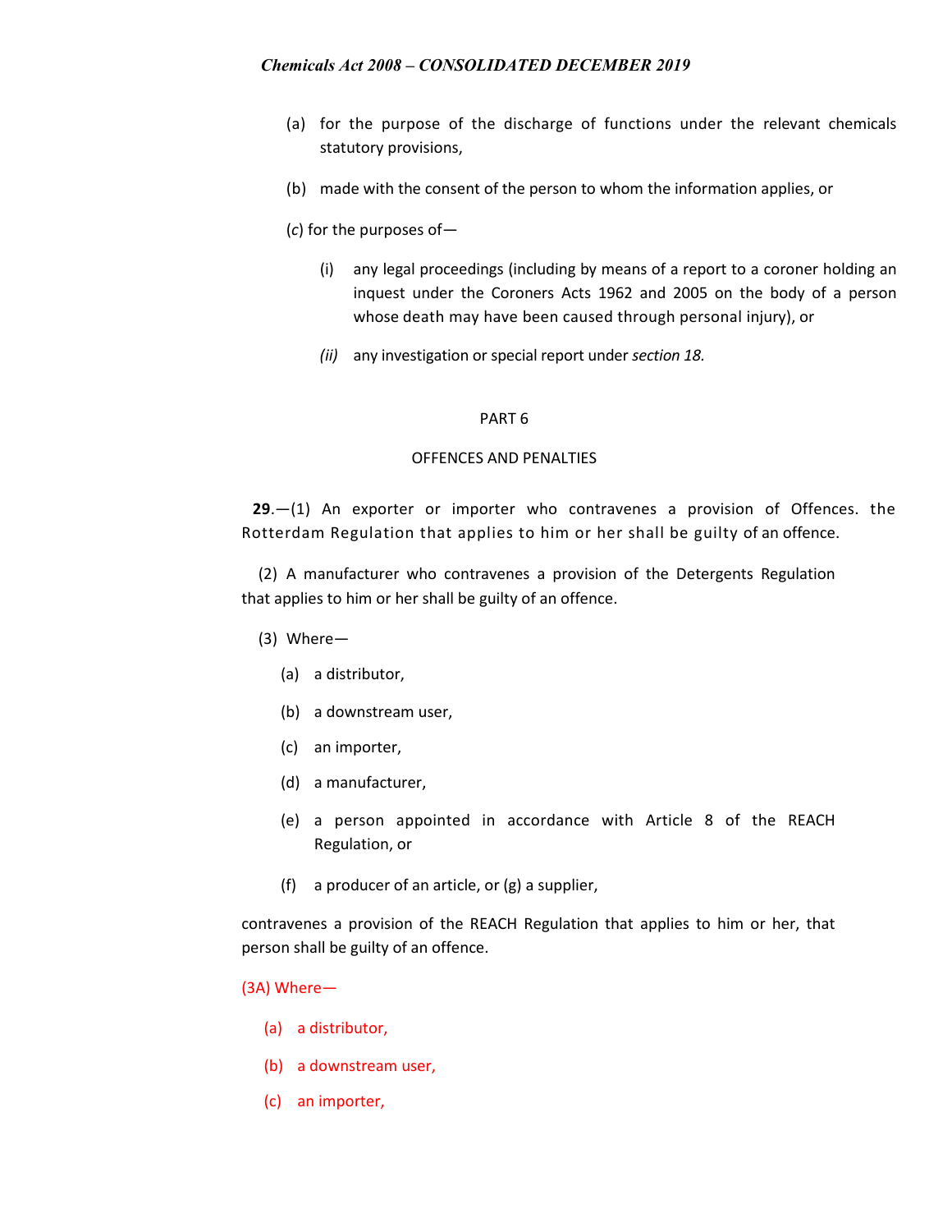(a) for the purpose of the discharge of functions under the relevant chemicals statutory provisions,

(b) made with the consent of the person to whom the information applies, or

(*c*) for the purposes of—

(i) any legal proceedings (including by means of a report to a coroner holding an inquest under the Coroners Acts 1962 and 2005 on the body of a person whose death may have been caused through personal injury), or

*(ii)* any investigation or special report under *section 18.*

PART 6

OFFENCES AND PENALTIES

**29**.—(1) An exporter or importer who contravenes a provision of Offences. the Rotterdam Regulation that applies to him or her shall be guilty of an offence.

(2) A manufacturer who contravenes a provision of the Detergents Regulation that applies to him or her shall be guilty of an offence.

(3) Where—

(a) a distributor,

(b) a downstream user,

(c) an importer,

(d) a manufacturer,

(e) a person appointed in accordance with Article 8 of the REACH Regulation, or

(f) a producer of an article, or (g) a supplier,

contravenes a provision of the REACH Regulation that applies to him or her, that person shall be guilty of an offence.

(3A) Where—

(a) a distributor,

(b) a downstream user,

(c) an importer,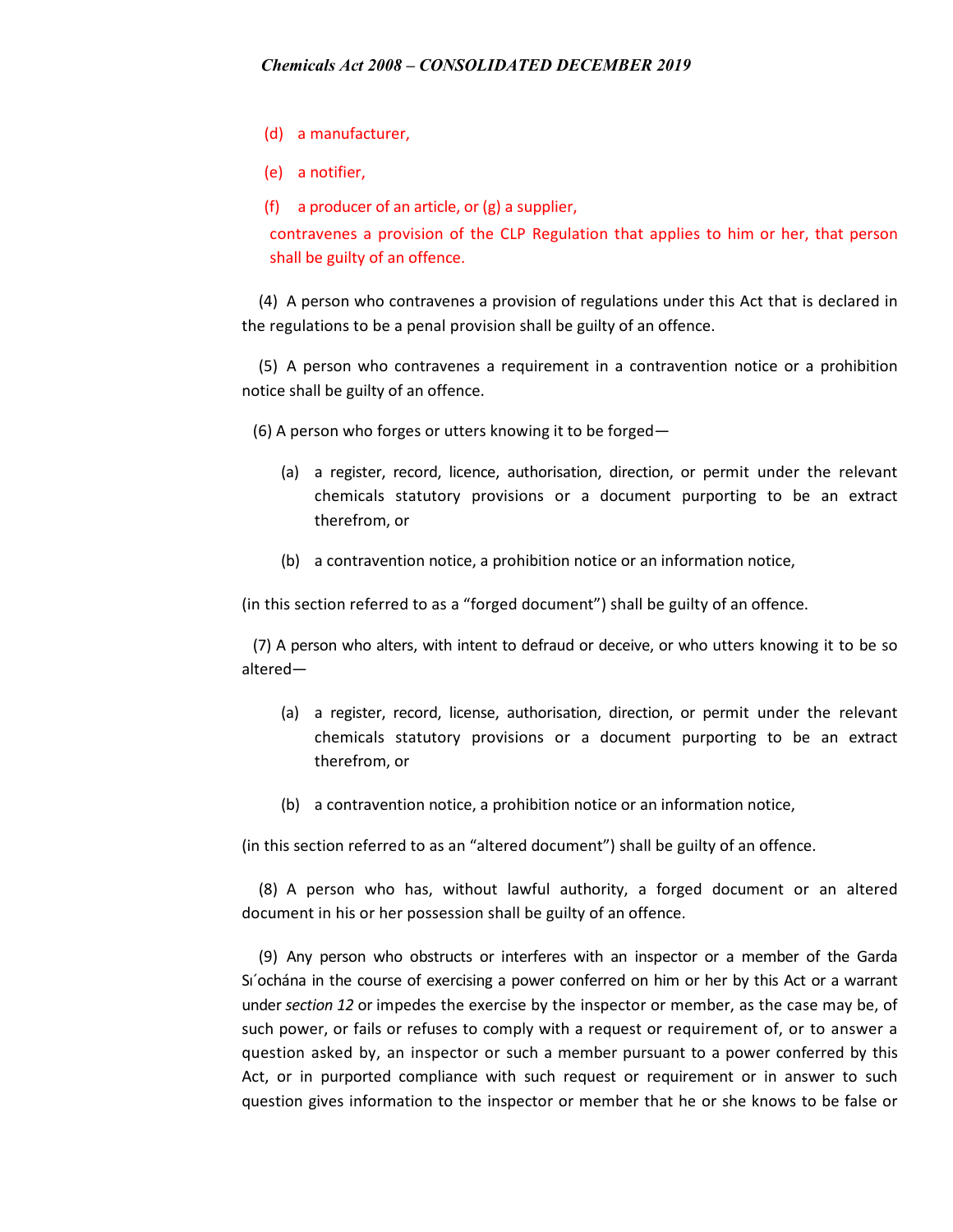(d) a manufacturer,

(e) a notifier,

(f) a producer of an article, or (g) a supplier,

contravenes a provision of the CLP Regulation that applies to him or her, that person shall be guilty of an offence.

(4) A person who contravenes a provision of regulations under this Act that is declared in the regulations to be a penal provision shall be guilty of an offence.

(5) A person who contravenes a requirement in a contravention notice or a prohibition notice shall be guilty of an offence.

(6) A person who forges or utters knowing it to be forged—

(a) a register, record, licence, authorisation, direction, or permit under the relevant chemicals statutory provisions or a document purporting to be an extract therefrom, or

(b) a contravention notice, a prohibition notice or an information notice,

(in this section referred to as a "forged document") shall be guilty of an offence.

(7) A person who alters, with intent to defraud or deceive, or who utters knowing it to be so altered—

(a) a register, record, license, authorisation, direction, or permit under the relevant chemicals statutory provisions or a document purporting to be an extract therefrom, or

(b) a contravention notice, a prohibition notice or an information notice,

(in this section referred to as an "altered document") shall be guilty of an offence.

(8) A person who has, without lawful authority, a forged document or an altered document in his or her possession shall be guilty of an offence.

(9) Any person who obstructs or interferes with an inspector or a member of the Garda Síochána in the course of exercising a power conferred on him or her by this Act or a warrant under *section 12* or impedes the exercise by the inspector or member, as the case may be, of such power, or fails or refuses to comply with a request or requirement of, or to answer a question asked by, an inspector or such a member pursuant to a power conferred by this Act, or in purported compliance with such request or requirement or in answer to such question gives information to the inspector or member that he or she knows to be false or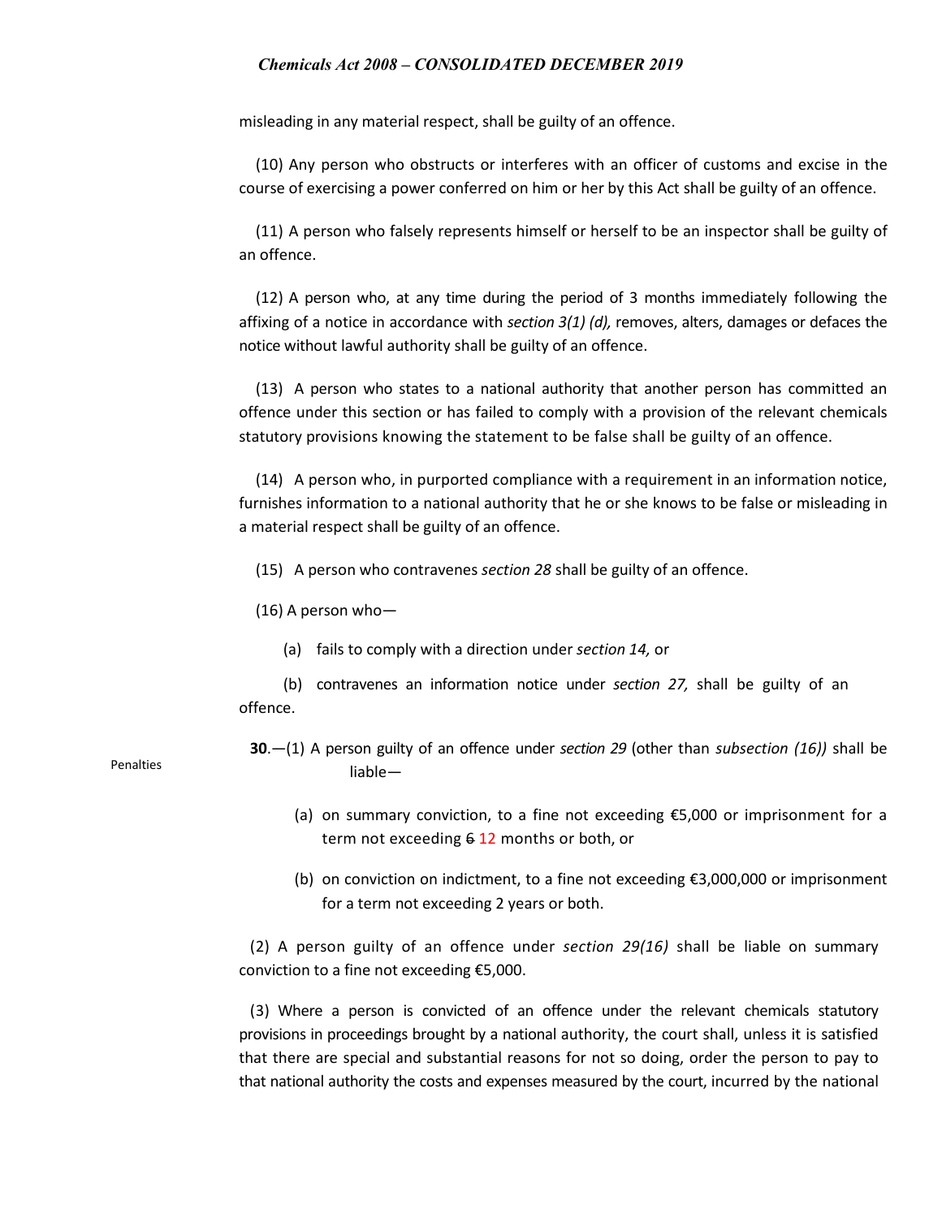misleading in any material respect, shall be guilty of an offence.

(10) Any person who obstructs or interferes with an officer of customs and excise in the course of exercising a power conferred on him or her by this Act shall be guilty of an offence.

(11) A person who falsely represents himself or herself to be an inspector shall be guilty of an offence.

(12) A person who, at any time during the period of 3 months immediately following the affixing of a notice in accordance with *section 3(1) (d),* removes, alters, damages or defaces the notice without lawful authority shall be guilty of an offence.

(13) A person who states to a national authority that another person has committed an offence under this section or has failed to comply with a provision of the relevant chemicals statutory provisions knowing the statement to be false shall be guilty of an offence.

(14) A person who, in purported compliance with a requirement in an information notice, furnishes information to a national authority that he or she knows to be false or misleading in a material respect shall be guilty of an offence.

(15) A person who contravenes *section 28* shall be guilty of an offence.

(16) A person who—

(a) fails to comply with a direction under *section 14,* or

(b) contravenes an information notice under *section 27,* shall be guilty of an offence.

Penalties

**30**.—(1) A person guilty of an offence under *section 29* (other than *subsection (16))* shall be liable—

(a) on summary conviction, to a fine not exceeding €5,000 or imprisonment for a term not exceeding ~~6~~ 12 months or both, or

(b) on conviction on indictment, to a fine not exceeding €3,000,000 or imprisonment for a term not exceeding 2 years or both.

(2) A person guilty of an offence under *section 29(16)* shall be liable on summary conviction to a fine not exceeding €5,000.

(3) Where a person is convicted of an offence under the relevant chemicals statutory provisions in proceedings brought by a national authority, the court shall, unless it is satisfied that there are special and substantial reasons for not so doing, order the person to pay to that national authority the costs and expenses measured by the court, incurred by the national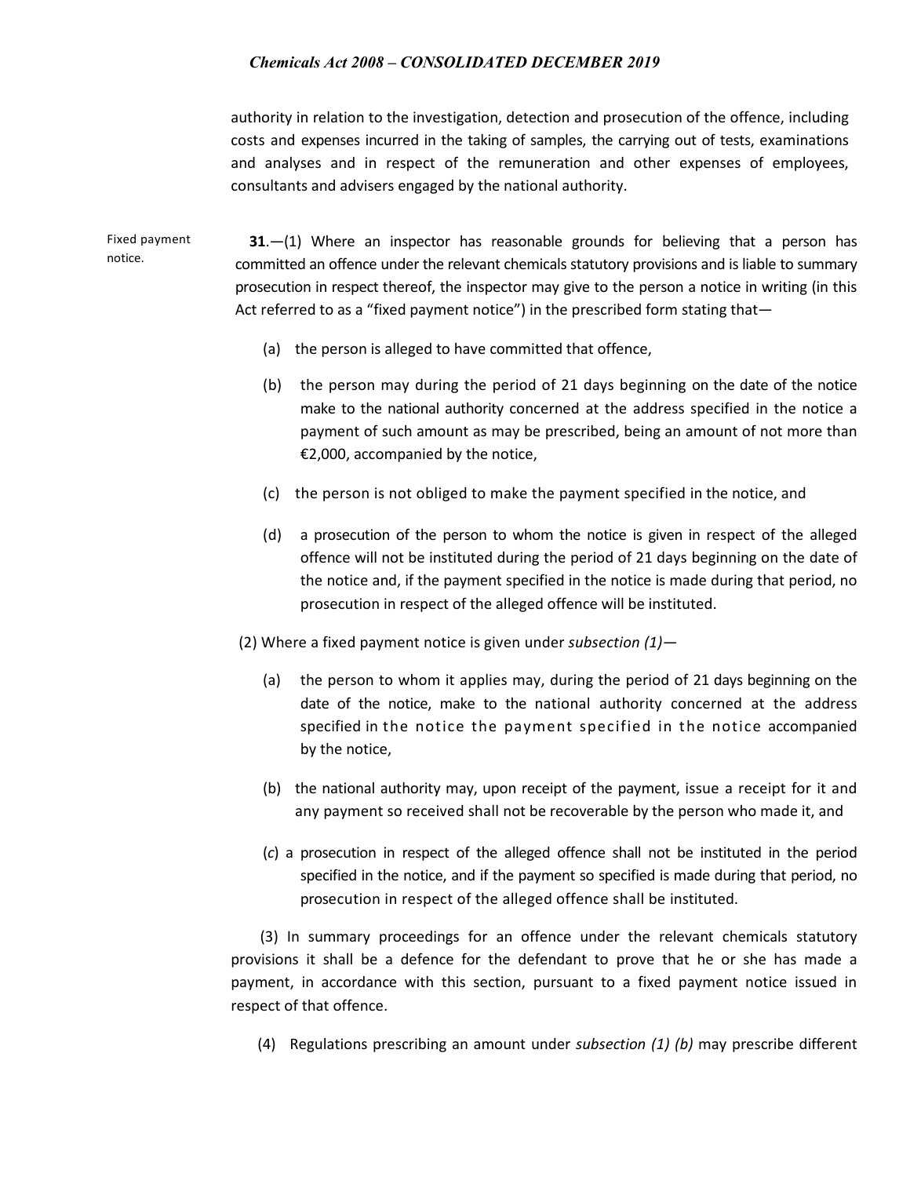authority in relation to the investigation, detection and prosecution of the offence, including costs and expenses incurred in the taking of samples, the carrying out of tests, examinations and analyses and in respect of the remuneration and other expenses of employees, consultants and advisers engaged by the national authority.

Fixed payment notice.

**31**.—(1) Where an inspector has reasonable grounds for believing that a person has committed an offence under the relevant chemicals statutory provisions and is liable to summary prosecution in respect thereof, the inspector may give to the person a notice in writing (in this Act referred to as a "fixed payment notice") in the prescribed form stating that—

(a) the person is alleged to have committed that offence,

(b) the person may during the period of 21 days beginning on the date of the notice make to the national authority concerned at the address specified in the notice a payment of such amount as may be prescribed, being an amount of not more than €2,000, accompanied by the notice,

(c) the person is not obliged to make the payment specified in the notice, and

(d) a prosecution of the person to whom the notice is given in respect of the alleged offence will not be instituted during the period of 21 days beginning on the date of the notice and, if the payment specified in the notice is made during that period, no prosecution in respect of the alleged offence will be instituted.

(2) Where a fixed payment notice is given under *subsection (1)*—

(a) the person to whom it applies may, during the period of 21 days beginning on the date of the notice, make to the national authority concerned at the address specified in the notice the payment specified in the notice accompanied by the notice,

(b) the national authority may, upon receipt of the payment, issue a receipt for it and any payment so received shall not be recoverable by the person who made it, and

(*c*) a prosecution in respect of the alleged offence shall not be instituted in the period specified in the notice, and if the payment so specified is made during that period, no prosecution in respect of the alleged offence shall be instituted.

(3) In summary proceedings for an offence under the relevant chemicals statutory provisions it shall be a defence for the defendant to prove that he or she has made a payment, in accordance with this section, pursuant to a fixed payment notice issued in respect of that offence.

(4) Regulations prescribing an amount under *subsection (1) (b)* may prescribe different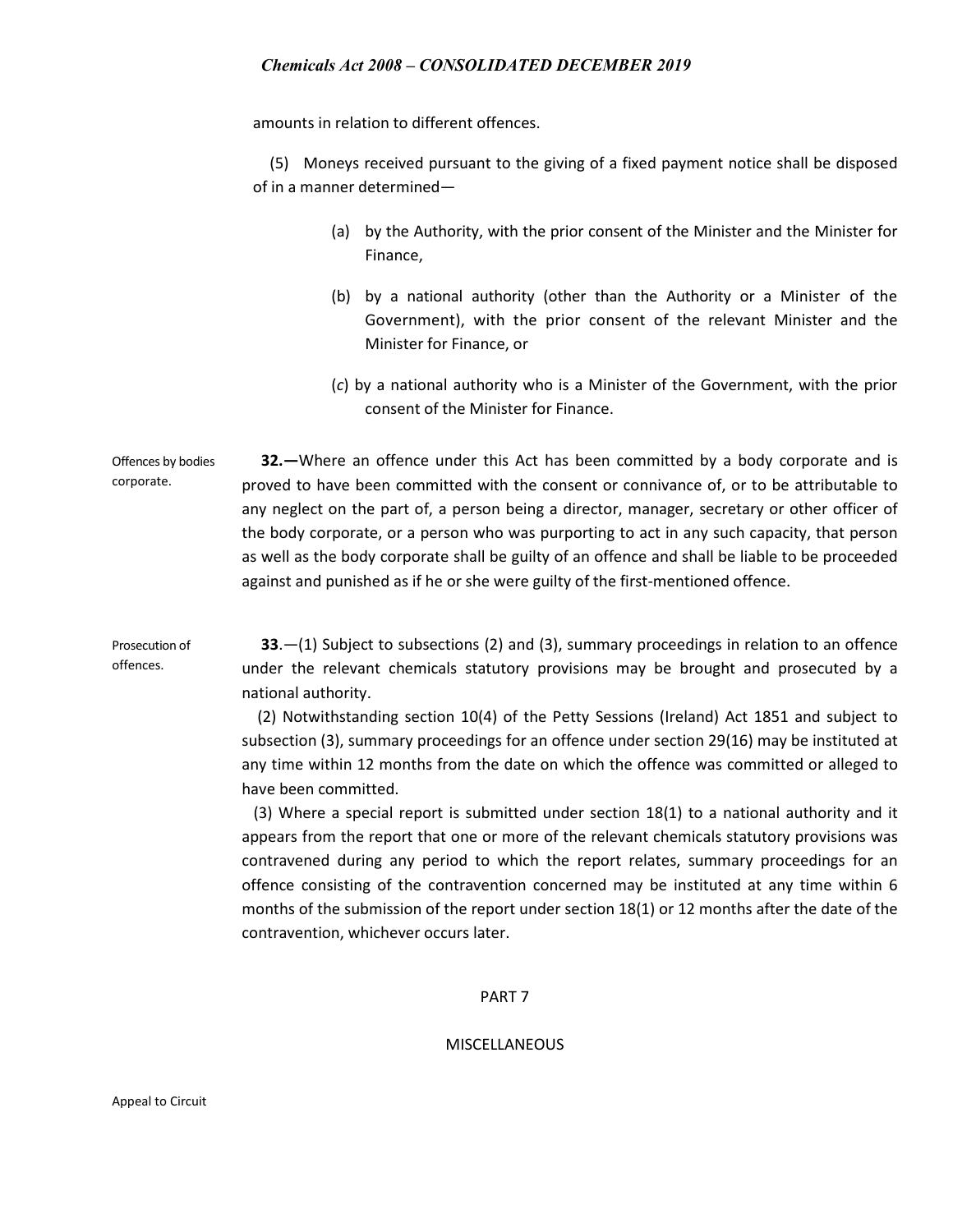amounts in relation to different offences.

(5) Moneys received pursuant to the giving of a fixed payment notice shall be disposed of in a manner determined—

(a) by the Authority, with the prior consent of the Minister and the Minister for Finance,

(b) by a national authority (other than the Authority or a Minister of the Government), with the prior consent of the relevant Minister and the Minister for Finance, or

(*c*) by a national authority who is a Minister of the Government, with the prior consent of the Minister for Finance.

Offences by bodies corporate.

**32.—**Where an offence under this Act has been committed by a body corporate and is proved to have been committed with the consent or connivance of, or to be attributable to any neglect on the part of, a person being a director, manager, secretary or other officer of the body corporate, or a person who was purporting to act in any such capacity, that person as well as the body corporate shall be guilty of an offence and shall be liable to be proceeded against and punished as if he or she were guilty of the first-mentioned offence.

Prosecution of offences.

**33**.—(1) Subject to subsections (2) and (3), summary proceedings in relation to an offence under the relevant chemicals statutory provisions may be brought and prosecuted by a national authority.

(2) Notwithstanding section 10(4) of the Petty Sessions (Ireland) Act 1851 and subject to subsection (3), summary proceedings for an offence under section 29(16) may be instituted at any time within 12 months from the date on which the offence was committed or alleged to have been committed.

(3) Where a special report is submitted under section 18(1) to a national authority and it appears from the report that one or more of the relevant chemicals statutory provisions was contravened during any period to which the report relates, summary proceedings for an offence consisting of the contravention concerned may be instituted at any time within 6 months of the submission of the report under section 18(1) or 12 months after the date of the contravention, whichever occurs later.

## PART 7

## MISCELLANEOUS

Appeal to Circuit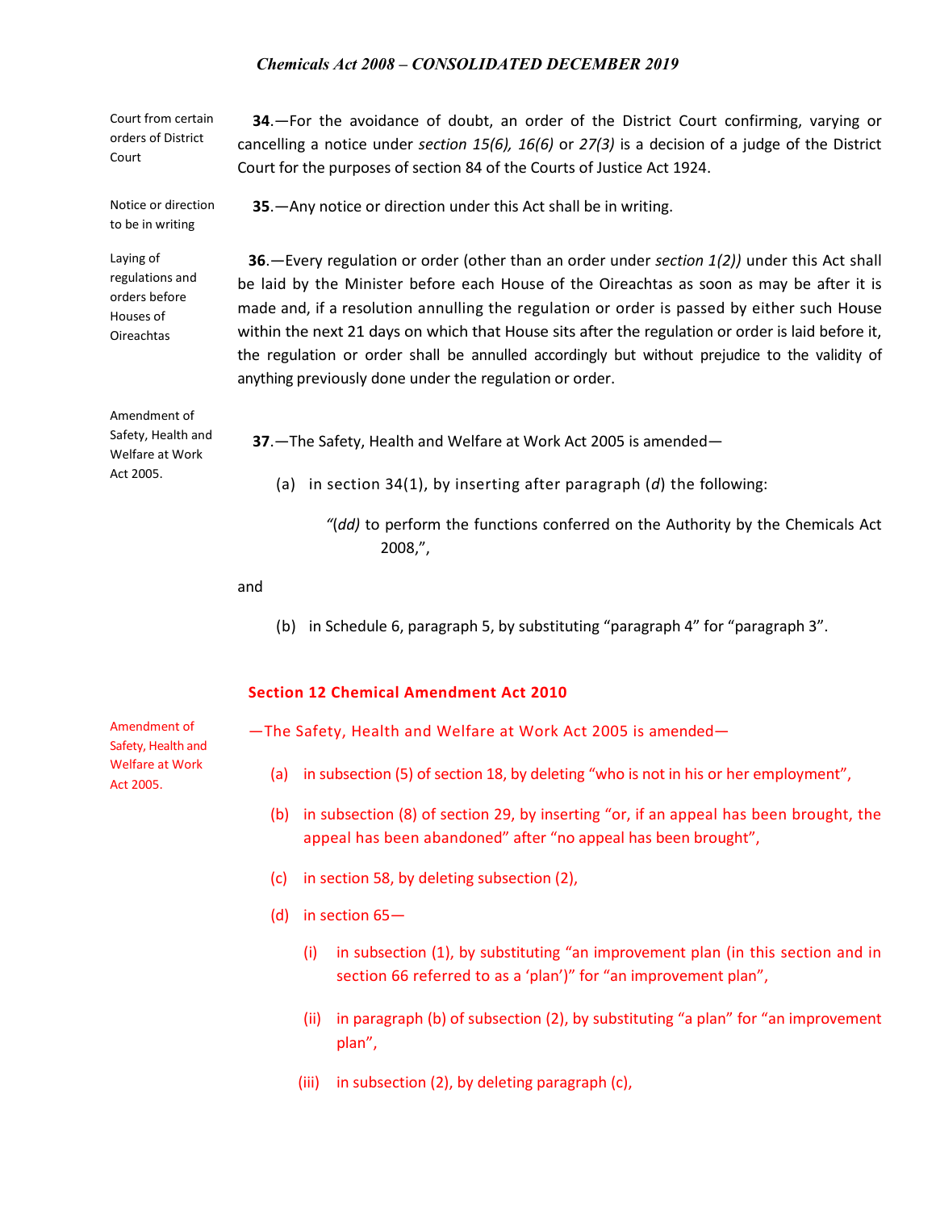Court from certain orders of District Court

**34**.—For the avoidance of doubt, an order of the District Court confirming, varying or cancelling a notice under *section 15(6), 16(6)* or *27(3)* is a decision of a judge of the District Court for the purposes of section 84 of the Courts of Justice Act 1924.

Notice or direction to be in writing

**35**.—Any notice or direction under this Act shall be in writing.

Laying of regulations and orders before Houses of Oireachtas

**36**.—Every regulation or order (other than an order under *section 1(2))* under this Act shall be laid by the Minister before each House of the Oireachtas as soon as may be after it is made and, if a resolution annulling the regulation or order is passed by either such House within the next 21 days on which that House sits after the regulation or order is laid before it, the regulation or order shall be annulled accordingly but without prejudice to the validity of anything previously done under the regulation or order.

Amendment of Safety, Health and Welfare at Work Act 2005.

**37**.—The Safety, Health and Welfare at Work Act 2005 is amended—

(a) in section 34(1), by inserting after paragraph (*d*) the following:

"(*dd)* to perform the functions conferred on the Authority by the Chemicals Act 2008,",

and

(b) in Schedule 6, paragraph 5, by substituting "paragraph 4" for "paragraph 3".

**Section 12 Chemical Amendment Act 2010**

Amendment of Safety, Health and Welfare at Work Act 2005.

—The Safety, Health and Welfare at Work Act 2005 is amended—

(a) in subsection (5) of section 18, by deleting "who is not in his or her employment",

(b) in subsection (8) of section 29, by inserting "or, if an appeal has been brought, the appeal has been abandoned" after "no appeal has been brought",

(c) in section 58, by deleting subsection (2),

(d) in section 65—

(i) in subsection (1), by substituting "an improvement plan (in this section and in section 66 referred to as a 'plan')" for "an improvement plan",

(ii) in paragraph (b) of subsection (2), by substituting "a plan" for "an improvement plan",

(iii) in subsection (2), by deleting paragraph (c),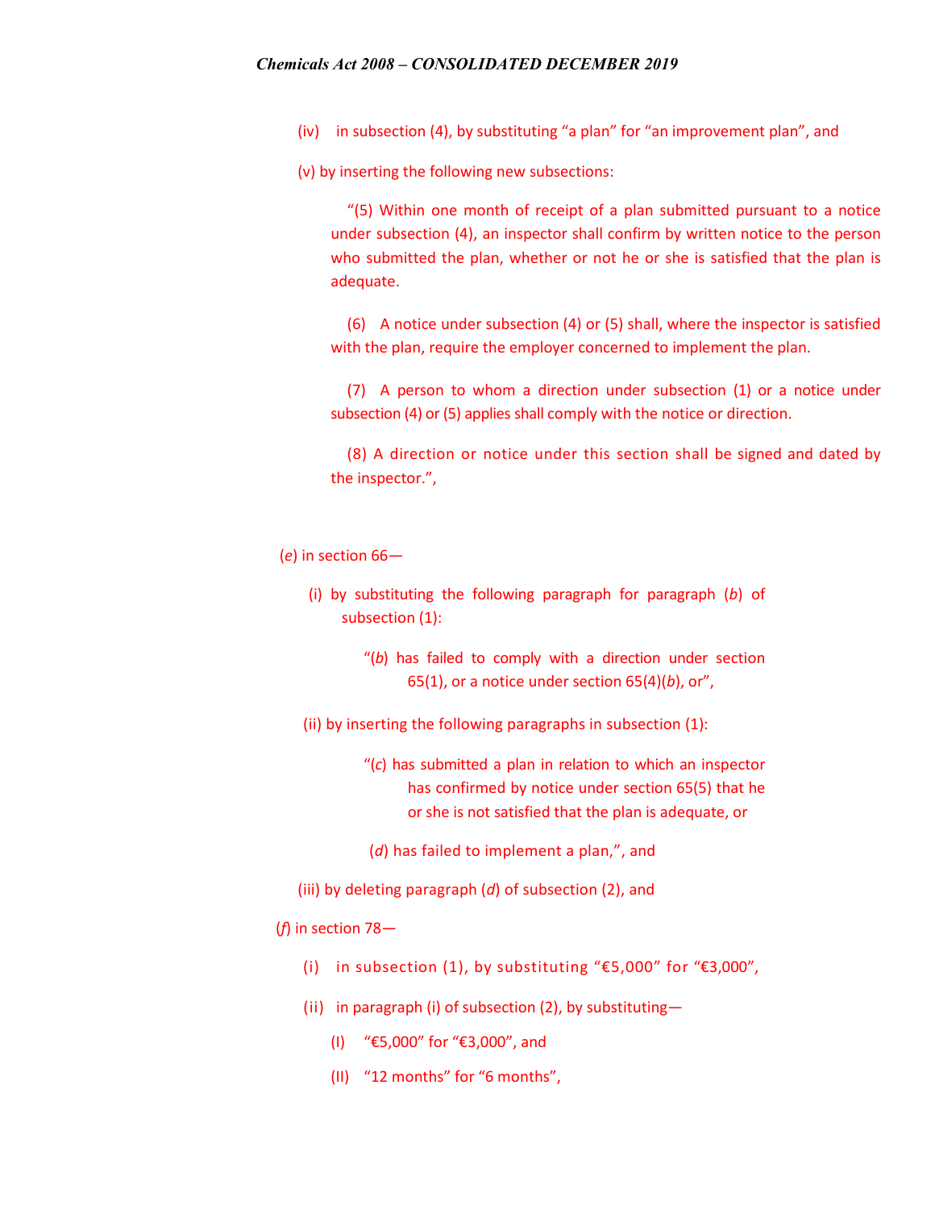(iv) in subsection (4), by substituting “a plan” for “an improvement plan”, and

(v) by inserting the following new subsections:

> “(5) Within one month of receipt of a plan submitted pursuant to a notice under subsection (4), an inspector shall confirm by written notice to the person who submitted the plan, whether or not he or she is satisfied that the plan is adequate.
>
> (6) A notice under subsection (4) or (5) shall, where the inspector is satisfied with the plan, require the employer concerned to implement the plan.
>
> (7) A person to whom a direction under subsection (1) or a notice under subsection (4) or (5) applies shall comply with the notice or direction.
>
> (8) A direction or notice under this section shall be signed and dated by the inspector.”,

(*e*) in section 66—

(i) by substituting the following paragraph for paragraph (*b*) of subsection (1):

> “(*b*) has failed to comply with a direction under section 65(1), or a notice under section 65(4)(*b*), or”,

(ii) by inserting the following paragraphs in subsection (1):

> “(*c*) has submitted a plan in relation to which an inspector has confirmed by notice under section 65(5) that he or she is not satisfied that the plan is adequate, or
>
> (*d*) has failed to implement a plan,”, and

(iii) by deleting paragraph (*d*) of subsection (2), and

(*f*) in section 78—

(i) in subsection (1), by substituting “€5,000” for “€3,000”,

(ii) in paragraph (i) of subsection (2), by substituting—

(I) “€5,000” for “€3,000”, and

(II) “12 months” for “6 months”,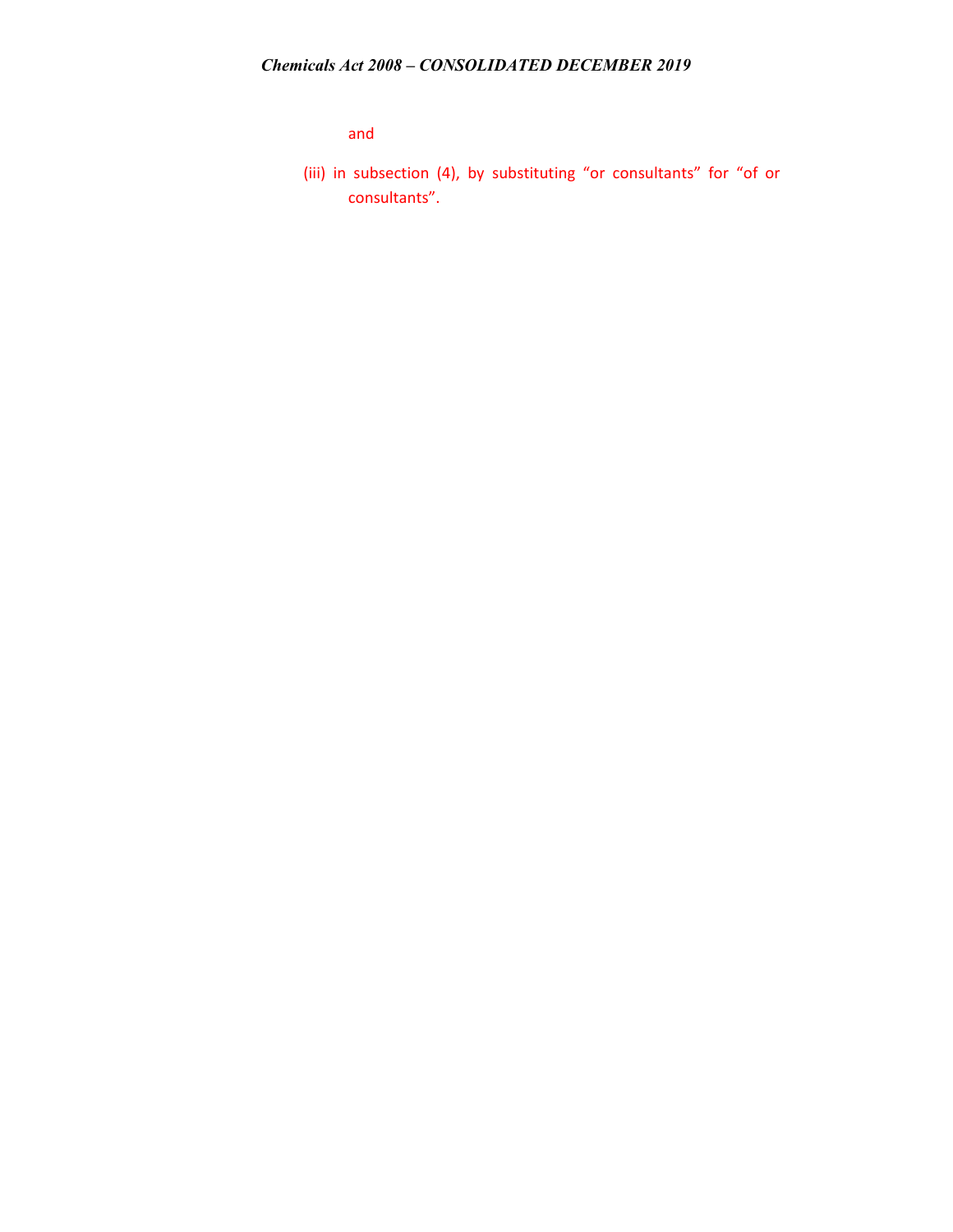and

(iii) in subsection (4), by substituting “or consultants” for “of or consultants”.